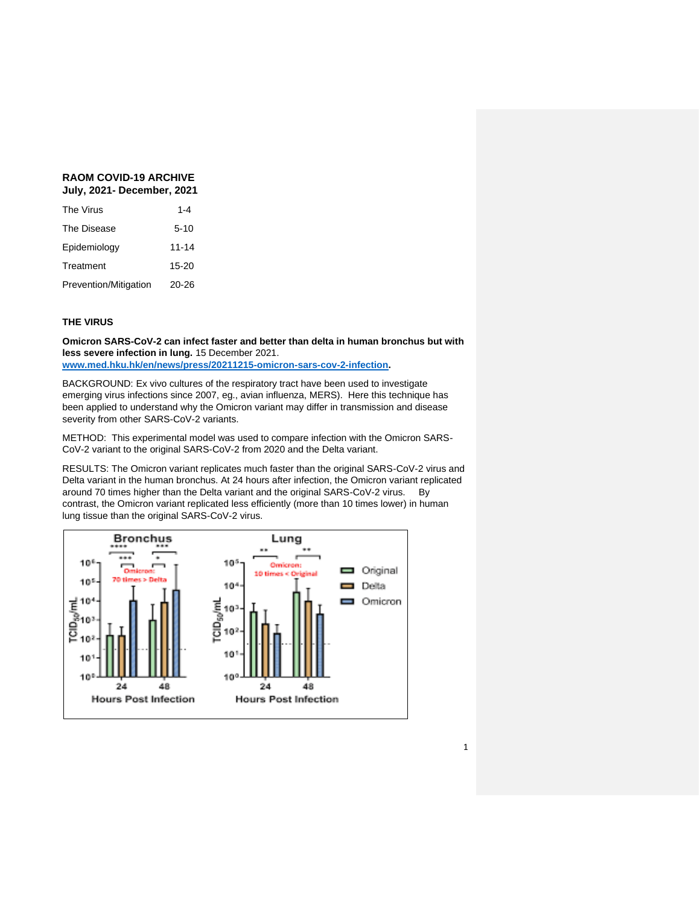**RAOM COVID-19 ARCHIVE**
**July, 2021- December, 2021**

| | |
|---|---|
| The Virus | 1-4 |
| The Disease | 5-10 |
| Epidemiology | 11-14 |
| Treatment | 15-20 |
| Prevention/Mitigation | 20-26 |

## THE VIRUS

**Omicron SARS-CoV-2 can infect faster and better than delta in human bronchus but with less severe infection in lung.** 15 December 2021. **[www.med.hku.hk/en/news/press/20211215-omicron-sars-cov-2-infection](www.med.hku.hk/en/news/press/20211215-omicron-sars-cov-2-infection).**

BACKGROUND: Ex vivo cultures of the respiratory tract have been used to investigate emerging virus infections since 2007, eg., avian influenza, MERS). Here this technique has been applied to understand why the Omicron variant may differ in transmission and disease severity from other SARS-CoV-2 variants.

METHOD: This experimental model was used to compare infection with the Omicron SARS-CoV-2 variant to the original SARS-CoV-2 from 2020 and the Delta variant.

RESULTS: The Omicron variant replicates much faster than the original SARS-CoV-2 virus and Delta variant in the human bronchus. At 24 hours after infection, the Omicron variant replicated around 70 times higher than the Delta variant and the original SARS-CoV-2 virus. By contrast, the Omicron variant replicated less efficiently (more than 10 times lower) in human lung tissue than the original SARS-CoV-2 virus.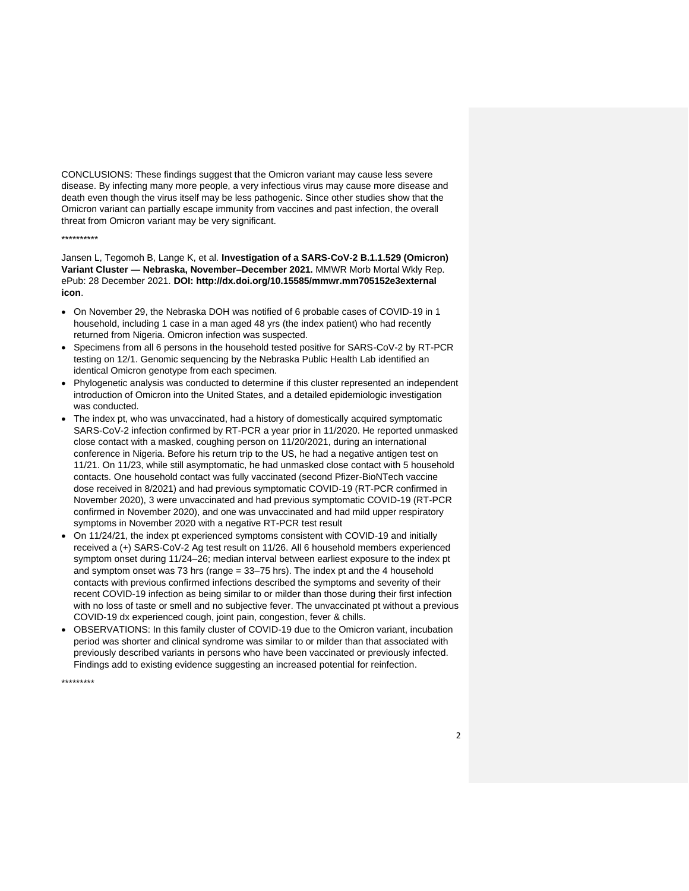CONCLUSIONS: These findings suggest that the Omicron variant may cause less severe disease. By infecting many more people, a very infectious virus may cause more disease and death even though the virus itself may be less pathogenic. Since other studies show that the Omicron variant can partially escape immunity from vaccines and past infection, the overall threat from Omicron variant may be very significant.

**********

Jansen L, Tegomoh B, Lange K, et al. **Investigation of a SARS-CoV-2 B.1.1.529 (Omicron) Variant Cluster — Nebraska, November–December 2021.** MMWR Morb Mortal Wkly Rep. ePub: 28 December 2021. **DOI: http://dx.doi.org/10.15585/mmwr.mm705152e3external icon**.

- On November 29, the Nebraska DOH was notified of 6 probable cases of COVID-19 in 1 household, including 1 case in a man aged 48 yrs (the index patient) who had recently returned from Nigeria. Omicron infection was suspected.
- Specimens from all 6 persons in the household tested positive for SARS-CoV-2 by RT-PCR testing on 12/1. Genomic sequencing by the Nebraska Public Health Lab identified an identical Omicron genotype from each specimen.
- Phylogenetic analysis was conducted to determine if this cluster represented an independent introduction of Omicron into the United States, and a detailed epidemiologic investigation was conducted.
- The index pt, who was unvaccinated, had a history of domestically acquired symptomatic SARS-CoV-2 infection confirmed by RT-PCR a year prior in 11/2020. He reported unmasked close contact with a masked, coughing person on 11/20/2021, during an international conference in Nigeria. Before his return trip to the US, he had a negative antigen test on 11/21. On 11/23, while still asymptomatic, he had unmasked close contact with 5 household contacts. One household contact was fully vaccinated (second Pfizer-BioNTech vaccine dose received in 8/2021) and had previous symptomatic COVID-19 (RT-PCR confirmed in November 2020), 3 were unvaccinated and had previous symptomatic COVID-19 (RT-PCR confirmed in November 2020), and one was unvaccinated and had mild upper respiratory symptoms in November 2020 with a negative RT-PCR test result
- On 11/24/21, the index pt experienced symptoms consistent with COVID-19 and initially received a (+) SARS-CoV-2 Ag test result on 11/26. All 6 household members experienced symptom onset during 11/24–26; median interval between earliest exposure to the index pt and symptom onset was 73 hrs (range = 33–75 hrs). The index pt and the 4 household contacts with previous confirmed infections described the symptoms and severity of their recent COVID-19 infection as being similar to or milder than those during their first infection with no loss of taste or smell and no subjective fever. The unvaccinated pt without a previous COVID-19 dx experienced cough, joint pain, congestion, fever & chills.
- OBSERVATIONS: In this family cluster of COVID-19 due to the Omicron variant, incubation period was shorter and clinical syndrome was similar to or milder than that associated with previously described variants in persons who have been vaccinated or previously infected. Findings add to existing evidence suggesting an increased potential for reinfection.

*********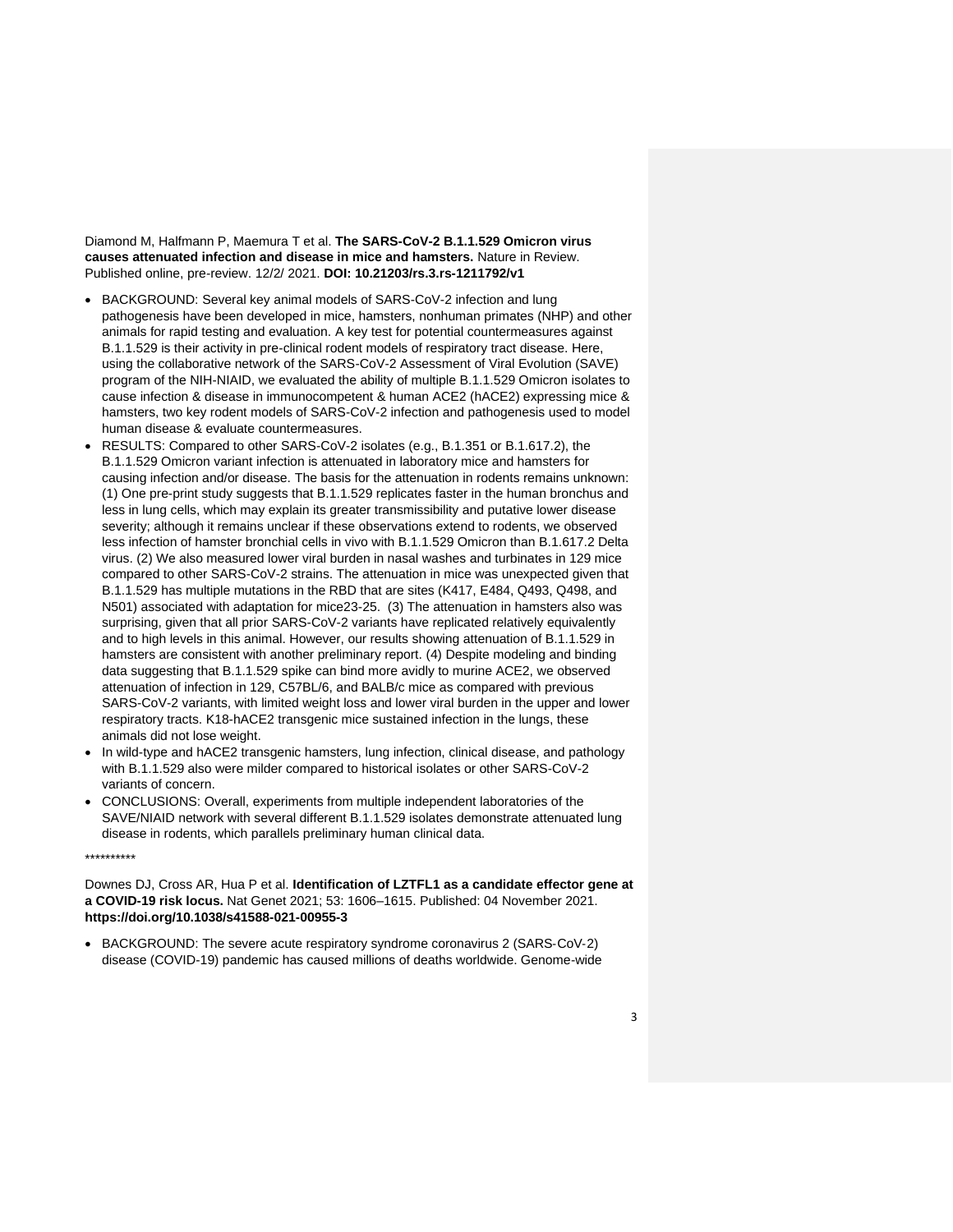Diamond M, Halfmann P, Maemura T et al. **The SARS-CoV-2 B.1.1.529 Omicron virus causes attenuated infection and disease in mice and hamsters.** Nature in Review. Published online, pre-review. 12/2/ 2021. **DOI: 10.21203/rs.3.rs-1211792/v1**

- BACKGROUND: Several key animal models of SARS-CoV-2 infection and lung pathogenesis have been developed in mice, hamsters, nonhuman primates (NHP) and other animals for rapid testing and evaluation. A key test for potential countermeasures against B.1.1.529 is their activity in pre-clinical rodent models of respiratory tract disease. Here, using the collaborative network of the SARS-CoV-2 Assessment of Viral Evolution (SAVE) program of the NIH-NIAID, we evaluated the ability of multiple B.1.1.529 Omicron isolates to cause infection & disease in immunocompetent & human ACE2 (hACE2) expressing mice & hamsters, two key rodent models of SARS-CoV-2 infection and pathogenesis used to model human disease & evaluate countermeasures.
- RESULTS: Compared to other SARS-CoV-2 isolates (e.g., B.1.351 or B.1.617.2), the B.1.1.529 Omicron variant infection is attenuated in laboratory mice and hamsters for causing infection and/or disease. The basis for the attenuation in rodents remains unknown: (1) One pre-print study suggests that B.1.1.529 replicates faster in the human bronchus and less in lung cells, which may explain its greater transmissibility and putative lower disease severity; although it remains unclear if these observations extend to rodents, we observed less infection of hamster bronchial cells in vivo with B.1.1.529 Omicron than B.1.617.2 Delta virus. (2) We also measured lower viral burden in nasal washes and turbinates in 129 mice compared to other SARS-CoV-2 strains. The attenuation in mice was unexpected given that B.1.1.529 has multiple mutations in the RBD that are sites (K417, E484, Q493, Q498, and N501) associated with adaptation for mice23-25. (3) The attenuation in hamsters also was surprising, given that all prior SARS-CoV-2 variants have replicated relatively equivalently and to high levels in this animal. However, our results showing attenuation of B.1.1.529 in hamsters are consistent with another preliminary report. (4) Despite modeling and binding data suggesting that B.1.1.529 spike can bind more avidly to murine ACE2, we observed attenuation of infection in 129, C57BL/6, and BALB/c mice as compared with previous SARS-CoV-2 variants, with limited weight loss and lower viral burden in the upper and lower respiratory tracts. K18-hACE2 transgenic mice sustained infection in the lungs, these animals did not lose weight.
- In wild-type and hACE2 transgenic hamsters, lung infection, clinical disease, and pathology with B.1.1.529 also were milder compared to historical isolates or other SARS-CoV-2 variants of concern.
- CONCLUSIONS: Overall, experiments from multiple independent laboratories of the SAVE/NIAID network with several different B.1.1.529 isolates demonstrate attenuated lung disease in rodents, which parallels preliminary human clinical data.

**********

Downes DJ, Cross AR, Hua P et al. **Identification of LZTFL1 as a candidate effector gene at a COVID-19 risk locus.** Nat Genet 2021; 53: 1606–1615. Published: 04 November 2021. **https://doi.org/10.1038/s41588-021-00955-3**

- BACKGROUND: The severe acute respiratory syndrome coronavirus 2 (SARS-CoV-2) disease (COVID-19) pandemic has caused millions of deaths worldwide. Genome-wide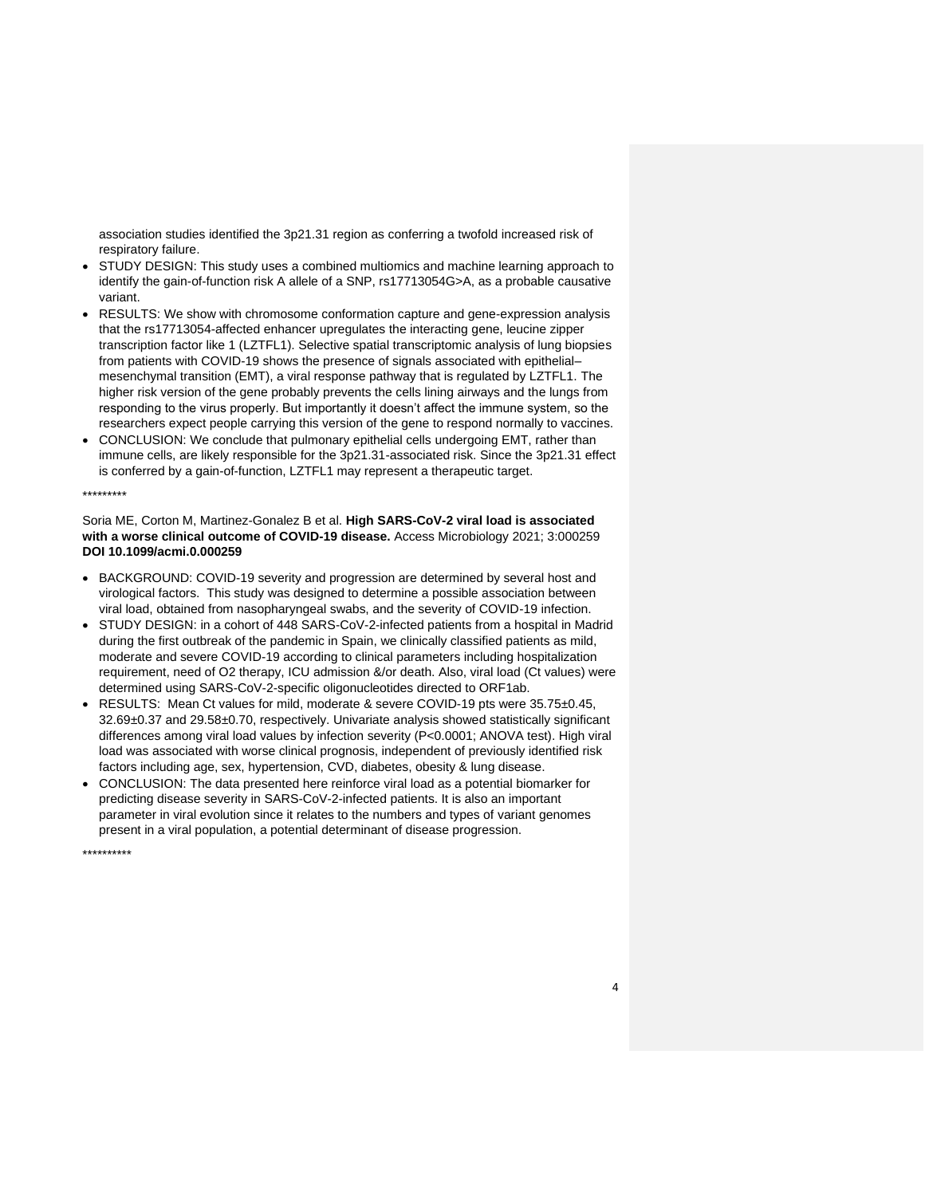association studies identified the 3p21.31 region as conferring a twofold increased risk of respiratory failure.

- STUDY DESIGN: This study uses a combined multiomics and machine learning approach to identify the gain-of-function risk A allele of a SNP, rs17713054G>A, as a probable causative variant.
- RESULTS: We show with chromosome conformation capture and gene-expression analysis that the rs17713054-affected enhancer upregulates the interacting gene, leucine zipper transcription factor like 1 (LZTFL1). Selective spatial transcriptomic analysis of lung biopsies from patients with COVID-19 shows the presence of signals associated with epithelial–mesenchymal transition (EMT), a viral response pathway that is regulated by LZTFL1. The higher risk version of the gene probably prevents the cells lining airways and the lungs from responding to the virus properly. But importantly it doesn't affect the immune system, so the researchers expect people carrying this version of the gene to respond normally to vaccines.
- CONCLUSION: We conclude that pulmonary epithelial cells undergoing EMT, rather than immune cells, are likely responsible for the 3p21.31-associated risk. Since the 3p21.31 effect is conferred by a gain-of-function, LZTFL1 may represent a therapeutic target.

*********

Soria ME, Corton M, Martinez-Gonalez B et al. **High SARS-CoV-2 viral load is associated with a worse clinical outcome of COVID-19 disease.** Access Microbiology 2021; 3:000259 **DOI 10.1099/acmi.0.000259**

- BACKGROUND: COVID-19 severity and progression are determined by several host and virological factors. This study was designed to determine a possible association between viral load, obtained from nasopharyngeal swabs, and the severity of COVID-19 infection.
- STUDY DESIGN: in a cohort of 448 SARS-CoV-2-infected patients from a hospital in Madrid during the first outbreak of the pandemic in Spain, we clinically classified patients as mild, moderate and severe COVID-19 according to clinical parameters including hospitalization requirement, need of O2 therapy, ICU admission &/or death. Also, viral load (Ct values) were determined using SARS-CoV-2-specific oligonucleotides directed to ORF1ab.
- RESULTS: Mean Ct values for mild, moderate & severe COVID-19 pts were 35.75±0.45, 32.69±0.37 and 29.58±0.70, respectively. Univariate analysis showed statistically significant differences among viral load values by infection severity ($P<0.0001$; ANOVA test). High viral load was associated with worse clinical prognosis, independent of previously identified risk factors including age, sex, hypertension, CVD, diabetes, obesity & lung disease.
- CONCLUSION: The data presented here reinforce viral load as a potential biomarker for predicting disease severity in SARS-CoV-2-infected patients. It is also an important parameter in viral evolution since it relates to the numbers and types of variant genomes present in a viral population, a potential determinant of disease progression.

**********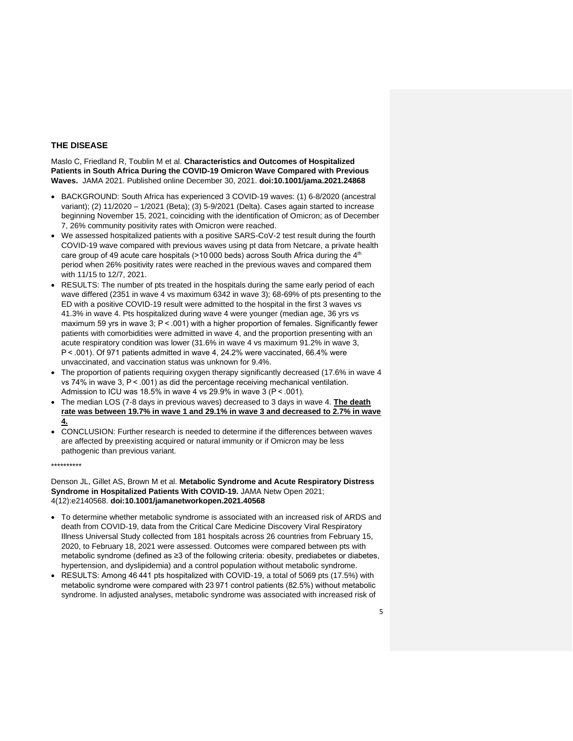## THE DISEASE

Maslo C, Friedland R, Toublin M et al. **Characteristics and Outcomes of Hospitalized Patients in South Africa During the COVID-19 Omicron Wave Compared with Previous Waves.** JAMA 2021. Published online December 30, 2021. **doi:10.1001/jama.2021.24868**

- BACKGROUND: South Africa has experienced 3 COVID-19 waves: (1) 6-8/2020 (ancestral variant); (2) 11/2020 – 1/2021 (Beta); (3) 5-9/2021 (Delta). Cases again started to increase beginning November 15, 2021, coinciding with the identification of Omicron; as of December 7, 26% community positivity rates with Omicron were reached.
- We assessed hospitalized patients with a positive SARS-CoV-2 test result during the fourth COVID-19 wave compared with previous waves using pt data from Netcare, a private health care group of 49 acute care hospitals (>10 000 beds) across South Africa during the 4th period when 26% positivity rates were reached in the previous waves and compared them with 11/15 to 12/7, 2021.
- RESULTS: The number of pts treated in the hospitals during the same early period of each wave differed (2351 in wave 4 vs maximum 6342 in wave 3); 68-69% of pts presenting to the ED with a positive COVID-19 result were admitted to the hospital in the first 3 waves vs 41.3% in wave 4. Pts hospitalized during wave 4 were younger (median age, 36 yrs vs maximum 59 yrs in wave 3; P < .001) with a higher proportion of females. Significantly fewer patients with comorbidities were admitted in wave 4, and the proportion presenting with an acute respiratory condition was lower (31.6% in wave 4 vs maximum 91.2% in wave 3, P < .001). Of 971 patients admitted in wave 4, 24.2% were vaccinated, 66.4% were unvaccinated, and vaccination status was unknown for 9.4%.
- The proportion of patients requiring oxygen therapy significantly decreased (17.6% in wave 4 vs 74% in wave 3, P < .001) as did the percentage receiving mechanical ventilation. Admission to ICU was 18.5% in wave 4 vs 29.9% in wave 3 (P < .001).
- The median LOS (7-8 days in previous waves) decreased to 3 days in wave 4. **The death rate was between 19.7% in wave 1 and 29.1% in wave 3 and decreased to 2.7% in wave 4.**
- CONCLUSION: Further research is needed to determine if the differences between waves are affected by preexisting acquired or natural immunity or if Omicron may be less pathogenic than previous variant.

**********

Denson JL, Gillet AS, Brown M et al. **Metabolic Syndrome and Acute Respiratory Distress Syndrome in Hospitalized Patients With COVID-19.** JAMA Netw Open 2021; 4(12):e2140568. **doi:10.1001/jamanetworkopen.2021.40568**

- To determine whether metabolic syndrome is associated with an increased risk of ARDS and death from COVID-19, data from the Critical Care Medicine Discovery Viral Respiratory Illness Universal Study collected from 181 hospitals across 26 countries from February 15, 2020, to February 18, 2021 were assessed. Outcomes were compared between pts with metabolic syndrome (defined as ≥3 of the following criteria: obesity, prediabetes or diabetes, hypertension, and dyslipidemia) and a control population without metabolic syndrome.
- RESULTS: Among 46 441 pts hospitalized with COVID-19, a total of 5069 pts (17.5%) with metabolic syndrome were compared with 23 971 control patients (82.5%) without metabolic syndrome. In adjusted analyses, metabolic syndrome was associated with increased risk of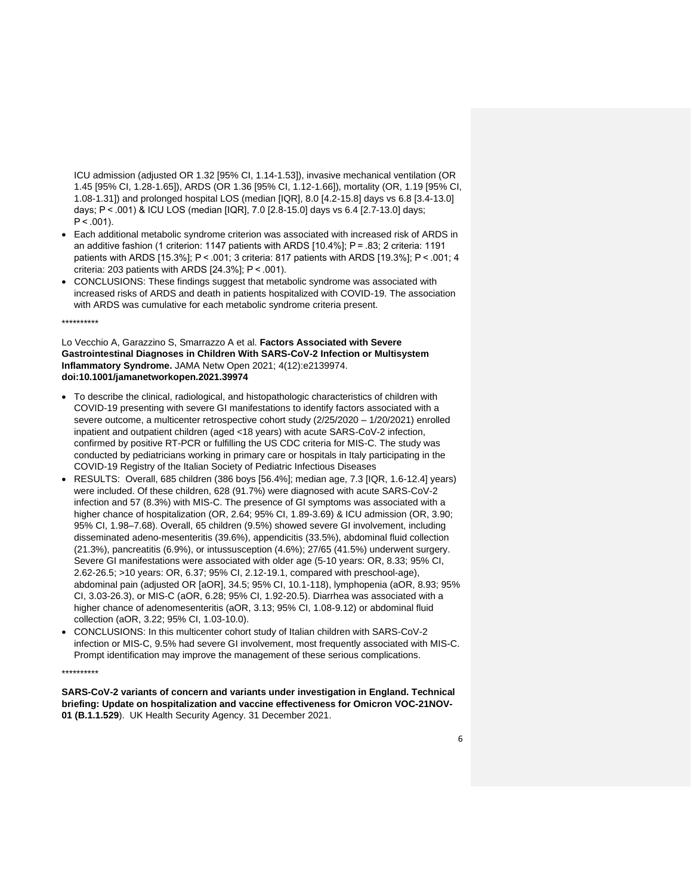ICU admission (adjusted OR 1.32 [95% CI, 1.14-1.53]), invasive mechanical ventilation (OR 1.45 [95% CI, 1.28-1.65]), ARDS (OR 1.36 [95% CI, 1.12-1.66]), mortality (OR, 1.19 [95% CI, 1.08-1.31]) and prolonged hospital LOS (median [IQR], 8.0 [4.2-15.8] days vs 6.8 [3.4-13.0] days; P < .001) & ICU LOS (median [IQR], 7.0 [2.8-15.0] days vs 6.4 [2.7-13.0] days; P < .001).

- Each additional metabolic syndrome criterion was associated with increased risk of ARDS in an additive fashion (1 criterion: 1147 patients with ARDS [10.4%]; P = .83; 2 criteria: 1191 patients with ARDS [15.3%]; P < .001; 3 criteria: 817 patients with ARDS [19.3%]; P < .001; 4 criteria: 203 patients with ARDS [24.3%]; P < .001).
- CONCLUSIONS: These findings suggest that metabolic syndrome was associated with increased risks of ARDS and death in patients hospitalized with COVID-19. The association with ARDS was cumulative for each metabolic syndrome criteria present.

**********

Lo Vecchio A, Garazzino S, Smarrazzo A et al. **Factors Associated with Severe Gastrointestinal Diagnoses in Children With SARS-CoV-2 Infection or Multisystem Inflammatory Syndrome.** JAMA Netw Open 2021; 4(12):e2139974. **doi:10.1001/jamanetworkopen.2021.39974**

- To describe the clinical, radiological, and histopathologic characteristics of children with COVID-19 presenting with severe GI manifestations to identify factors associated with a severe outcome, a multicenter retrospective cohort study (2/25/2020 – 1/20/2021) enrolled inpatient and outpatient children (aged <18 years) with acute SARS-CoV-2 infection, confirmed by positive RT-PCR or fulfilling the US CDC criteria for MIS-C. The study was conducted by pediatricians working in primary care or hospitals in Italy participating in the COVID-19 Registry of the Italian Society of Pediatric Infectious Diseases
- RESULTS: Overall, 685 children (386 boys [56.4%]; median age, 7.3 [IQR, 1.6-12.4] years) were included. Of these children, 628 (91.7%) were diagnosed with acute SARS-CoV-2 infection and 57 (8.3%) with MIS-C. The presence of GI symptoms was associated with a higher chance of hospitalization (OR, 2.64; 95% CI, 1.89-3.69) & ICU admission (OR, 3.90; 95% CI, 1.98–7.68). Overall, 65 children (9.5%) showed severe GI involvement, including disseminated adeno-mesenteritis (39.6%), appendicitis (33.5%), abdominal fluid collection (21.3%), pancreatitis (6.9%), or intussusception (4.6%); 27/65 (41.5%) underwent surgery. Severe GI manifestations were associated with older age (5-10 years: OR, 8.33; 95% CI, 2.62-26.5; >10 years: OR, 6.37; 95% CI, 2.12-19.1, compared with preschool-age), abdominal pain (adjusted OR [aOR], 34.5; 95% CI, 10.1-118), lymphopenia (aOR, 8.93; 95% CI, 3.03-26.3), or MIS-C (aOR, 6.28; 95% CI, 1.92-20.5). Diarrhea was associated with a higher chance of adenomesenteritis (aOR, 3.13; 95% CI, 1.08-9.12) or abdominal fluid collection (aOR, 3.22; 95% CI, 1.03-10.0).
- CONCLUSIONS: In this multicenter cohort study of Italian children with SARS-CoV-2 infection or MIS-C, 9.5% had severe GI involvement, most frequently associated with MIS-C. Prompt identification may improve the management of these serious complications.

**********

**SARS-CoV-2 variants of concern and variants under investigation in England. Technical briefing: Update on hospitalization and vaccine effectiveness for Omicron VOC-21NOV-01 (B.1.1.529**). UK Health Security Agency. 31 December 2021.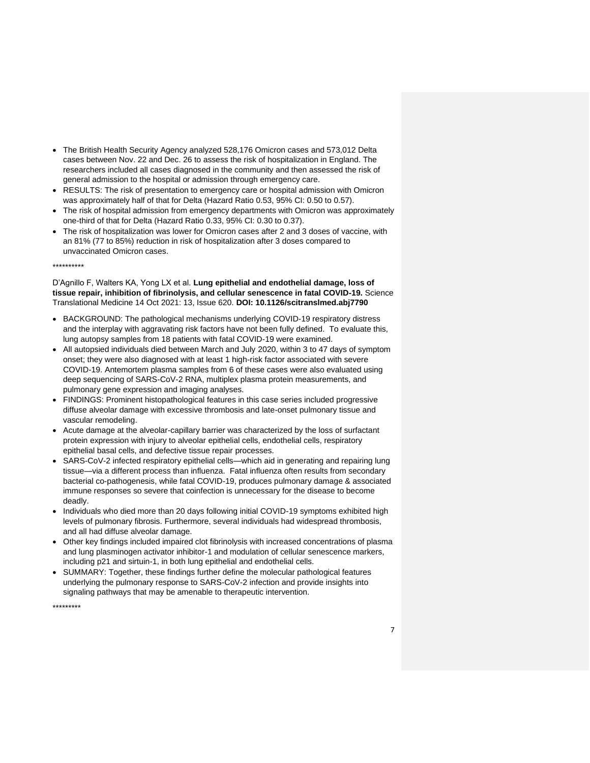- The British Health Security Agency analyzed 528,176 Omicron cases and 573,012 Delta cases between Nov. 22 and Dec. 26 to assess the risk of hospitalization in England. The researchers included all cases diagnosed in the community and then assessed the risk of general admission to the hospital or admission through emergency care.
- RESULTS: The risk of presentation to emergency care or hospital admission with Omicron was approximately half of that for Delta (Hazard Ratio 0.53, 95% CI: 0.50 to 0.57).
- The risk of hospital admission from emergency departments with Omicron was approximately one-third of that for Delta (Hazard Ratio 0.33, 95% CI: 0.30 to 0.37).
- The risk of hospitalization was lower for Omicron cases after 2 and 3 doses of vaccine, with an 81% (77 to 85%) reduction in risk of hospitalization after 3 doses compared to unvaccinated Omicron cases.

**********

D'Agnillo F, Walters KA, Yong LX et al. **Lung epithelial and endothelial damage, loss of tissue repair, inhibition of fibrinolysis, and cellular senescence in fatal COVID-19.** Science Translational Medicine 14 Oct 2021: 13, Issue 620. **DOI: 10.1126/scitranslmed.abj7790**

- BACKGROUND: The pathological mechanisms underlying COVID-19 respiratory distress and the interplay with aggravating risk factors have not been fully defined. To evaluate this, lung autopsy samples from 18 patients with fatal COVID-19 were examined.
- All autopsied individuals died between March and July 2020, within 3 to 47 days of symptom onset; they were also diagnosed with at least 1 high-risk factor associated with severe COVID-19. Antemortem plasma samples from 6 of these cases were also evaluated using deep sequencing of SARS-CoV-2 RNA, multiplex plasma protein measurements, and pulmonary gene expression and imaging analyses.
- FINDINGS: Prominent histopathological features in this case series included progressive diffuse alveolar damage with excessive thrombosis and late-onset pulmonary tissue and vascular remodeling.
- Acute damage at the alveolar-capillary barrier was characterized by the loss of surfactant protein expression with injury to alveolar epithelial cells, endothelial cells, respiratory epithelial basal cells, and defective tissue repair processes.
- SARS-CoV-2 infected respiratory epithelial cells—which aid in generating and repairing lung tissue—via a different process than influenza. Fatal influenza often results from secondary bacterial co-pathogenesis, while fatal COVID-19, produces pulmonary damage & associated immune responses so severe that coinfection is unnecessary for the disease to become deadly.
- Individuals who died more than 20 days following initial COVID-19 symptoms exhibited high levels of pulmonary fibrosis. Furthermore, several individuals had widespread thrombosis, and all had diffuse alveolar damage.
- Other key findings included impaired clot fibrinolysis with increased concentrations of plasma and lung plasminogen activator inhibitor-1 and modulation of cellular senescence markers, including p21 and sirtuin-1, in both lung epithelial and endothelial cells.
- SUMMARY: Together, these findings further define the molecular pathological features underlying the pulmonary response to SARS-CoV-2 infection and provide insights into signaling pathways that may be amenable to therapeutic intervention.

*********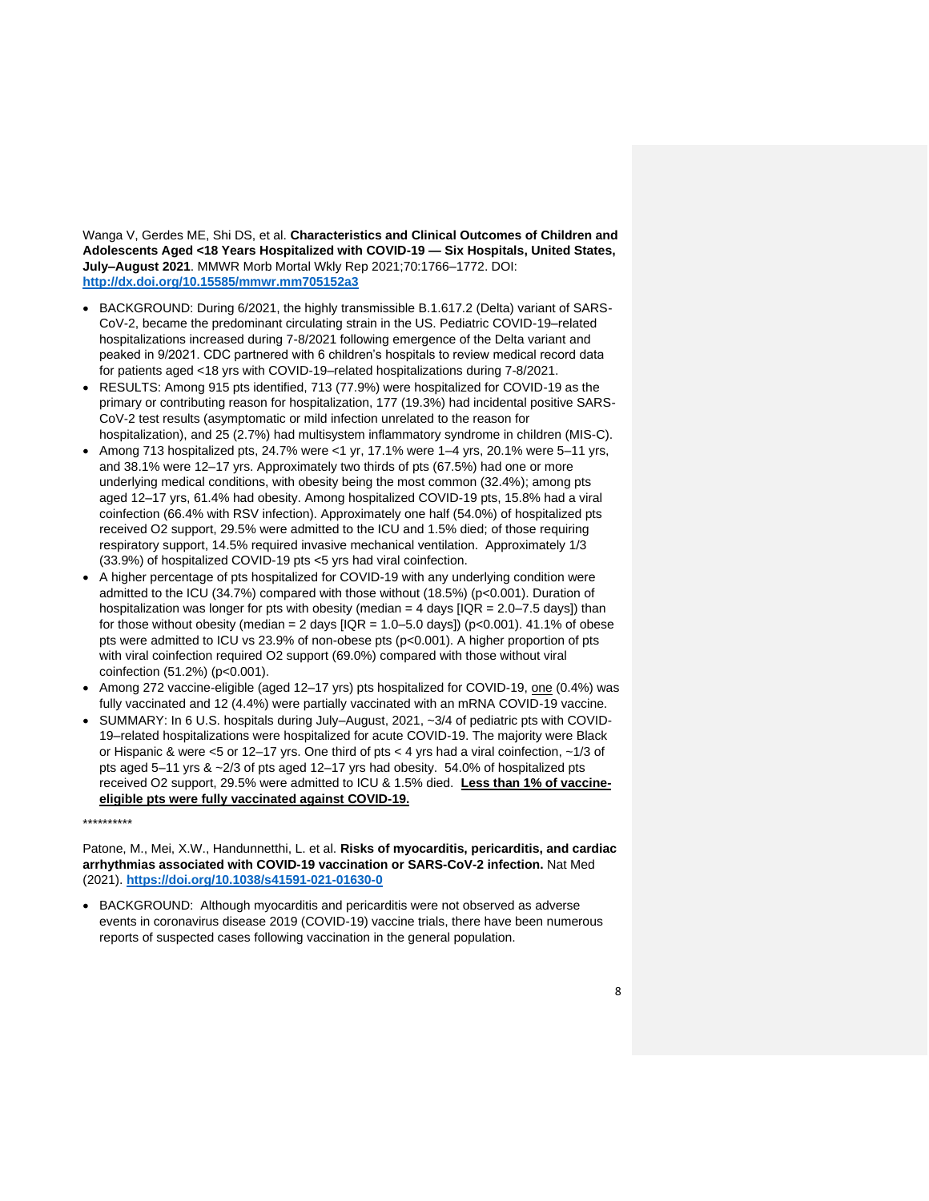Wanga V, Gerdes ME, Shi DS, et al. **Characteristics and Clinical Outcomes of Children and Adolescents Aged <18 Years Hospitalized with COVID-19 — Six Hospitals, United States, July–August 2021**. MMWR Morb Mortal Wkly Rep 2021;70:1766–1772. DOI: **http://dx.doi.org/10.15585/mmwr.mm705152a3**

- BACKGROUND: During 6/2021, the highly transmissible B.1.617.2 (Delta) variant of SARS-CoV-2, became the predominant circulating strain in the US. Pediatric COVID-19–related hospitalizations increased during 7-8/2021 following emergence of the Delta variant and peaked in 9/2021. CDC partnered with 6 children's hospitals to review medical record data for patients aged <18 yrs with COVID-19–related hospitalizations during 7-8/2021.
- RESULTS: Among 915 pts identified, 713 (77.9%) were hospitalized for COVID-19 as the primary or contributing reason for hospitalization, 177 (19.3%) had incidental positive SARS-CoV-2 test results (asymptomatic or mild infection unrelated to the reason for hospitalization), and 25 (2.7%) had multisystem inflammatory syndrome in children (MIS-C).
- Among 713 hospitalized pts, 24.7% were <1 yr, 17.1% were 1–4 yrs, 20.1% were 5–11 yrs, and 38.1% were 12–17 yrs. Approximately two thirds of pts (67.5%) had one or more underlying medical conditions, with obesity being the most common (32.4%); among pts aged 12–17 yrs, 61.4% had obesity. Among hospitalized COVID-19 pts, 15.8% had a viral coinfection (66.4% with RSV infection). Approximately one half (54.0%) of hospitalized pts received O2 support, 29.5% were admitted to the ICU and 1.5% died; of those requiring respiratory support, 14.5% required invasive mechanical ventilation. Approximately 1/3 (33.9%) of hospitalized COVID-19 pts <5 yrs had viral coinfection.
- A higher percentage of pts hospitalized for COVID-19 with any underlying condition were admitted to the ICU (34.7%) compared with those without (18.5%) ($p<0.001$). Duration of hospitalization was longer for pts with obesity (median = 4 days [IQR = 2.0–7.5 days]) than for those without obesity (median = 2 days [IQR = 1.0–5.0 days]) ($p<0.001$). 41.1% of obese pts were admitted to ICU vs 23.9% of non-obese pts ($p<0.001$). A higher proportion of pts with viral coinfection required O2 support (69.0%) compared with those without viral coinfection (51.2%) ($p<0.001$).
- Among 272 vaccine-eligible (aged 12–17 yrs) pts hospitalized for COVID-19, one (0.4%) was fully vaccinated and 12 (4.4%) were partially vaccinated with an mRNA COVID-19 vaccine.
- SUMMARY: In 6 U.S. hospitals during July–August, 2021, ~3/4 of pediatric pts with COVID-19–related hospitalizations were hospitalized for acute COVID-19. The majority were Black or Hispanic & were <5 or 12–17 yrs. One third of pts < 4 yrs had a viral coinfection, ~1/3 of pts aged 5–11 yrs & ~2/3 of pts aged 12–17 yrs had obesity. 54.0% of hospitalized pts received O2 support, 29.5% were admitted to ICU & 1.5% died. **Less than 1% of vaccine-eligible pts were fully vaccinated against COVID-19.**

**********

Patone, M., Mei, X.W., Handunnetthi, L. et al. **Risks of myocarditis, pericarditis, and cardiac arrhythmias associated with COVID-19 vaccination or SARS-CoV-2 infection.** Nat Med (2021). **https://doi.org/10.1038/s41591-021-01630-0**

- BACKGROUND: Although myocarditis and pericarditis were not observed as adverse events in coronavirus disease 2019 (COVID-19) vaccine trials, there have been numerous reports of suspected cases following vaccination in the general population.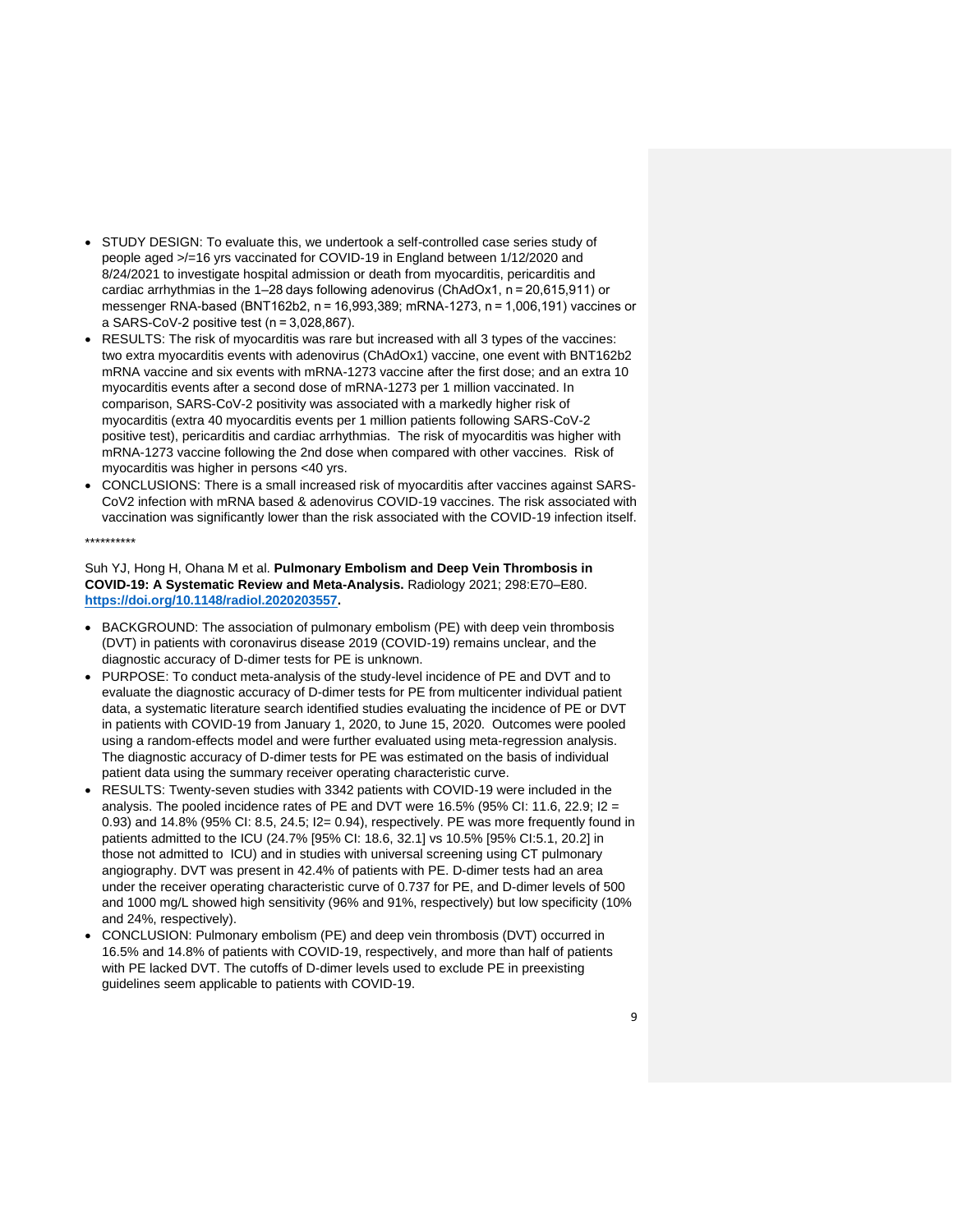- STUDY DESIGN: To evaluate this, we undertook a self-controlled case series study of people aged >/=16 yrs vaccinated for COVID-19 in England between 1/12/2020 and 8/24/2021 to investigate hospital admission or death from myocarditis, pericarditis and cardiac arrhythmias in the 1–28 days following adenovirus (ChAdOx1, n = 20,615,911) or messenger RNA-based (BNT162b2, n = 16,993,389; mRNA-1273, n = 1,006,191) vaccines or a SARS-CoV-2 positive test (n = 3,028,867).
- RESULTS: The risk of myocarditis was rare but increased with all 3 types of the vaccines: two extra myocarditis events with adenovirus (ChAdOx1) vaccine, one event with BNT162b2 mRNA vaccine and six events with mRNA-1273 vaccine after the first dose; and an extra 10 myocarditis events after a second dose of mRNA-1273 per 1 million vaccinated. In comparison, SARS-CoV-2 positivity was associated with a markedly higher risk of myocarditis (extra 40 myocarditis events per 1 million patients following SARS-CoV-2 positive test), pericarditis and cardiac arrhythmias. The risk of myocarditis was higher with mRNA-1273 vaccine following the 2nd dose when compared with other vaccines. Risk of myocarditis was higher in persons <40 yrs.
- CONCLUSIONS: There is a small increased risk of myocarditis after vaccines against SARS-CoV2 infection with mRNA based & adenovirus COVID-19 vaccines. The risk associated with vaccination was significantly lower than the risk associated with the COVID-19 infection itself.

**********

Suh YJ, Hong H, Ohana M et al. **Pulmonary Embolism and Deep Vein Thrombosis in COVID-19: A Systematic Review and Meta-Analysis.** Radiology 2021; 298:E70–E80. **https://doi.org/10.1148/radiol.2020203557.**

- BACKGROUND: The association of pulmonary embolism (PE) with deep vein thrombosis (DVT) in patients with coronavirus disease 2019 (COVID-19) remains unclear, and the diagnostic accuracy of D-dimer tests for PE is unknown.
- PURPOSE: To conduct meta-analysis of the study-level incidence of PE and DVT and to evaluate the diagnostic accuracy of D-dimer tests for PE from multicenter individual patient data, a systematic literature search identified studies evaluating the incidence of PE or DVT in patients with COVID-19 from January 1, 2020, to June 15, 2020. Outcomes were pooled using a random-effects model and were further evaluated using meta-regression analysis. The diagnostic accuracy of D-dimer tests for PE was estimated on the basis of individual patient data using the summary receiver operating characteristic curve.
- RESULTS: Twenty-seven studies with 3342 patients with COVID-19 were included in the analysis. The pooled incidence rates of PE and DVT were 16.5% (95% CI: 11.6, 22.9; I2 = 0.93) and 14.8% (95% CI: 8.5, 24.5; I2= 0.94), respectively. PE was more frequently found in patients admitted to the ICU (24.7% [95% CI: 18.6, 32.1] vs 10.5% [95% CI:5.1, 20.2] in those not admitted to ICU) and in studies with universal screening using CT pulmonary angiography. DVT was present in 42.4% of patients with PE. D-dimer tests had an area under the receiver operating characteristic curve of 0.737 for PE, and D-dimer levels of 500 and 1000 mg/L showed high sensitivity (96% and 91%, respectively) but low specificity (10% and 24%, respectively).
- CONCLUSION: Pulmonary embolism (PE) and deep vein thrombosis (DVT) occurred in 16.5% and 14.8% of patients with COVID-19, respectively, and more than half of patients with PE lacked DVT. The cutoffs of D-dimer levels used to exclude PE in preexisting guidelines seem applicable to patients with COVID-19.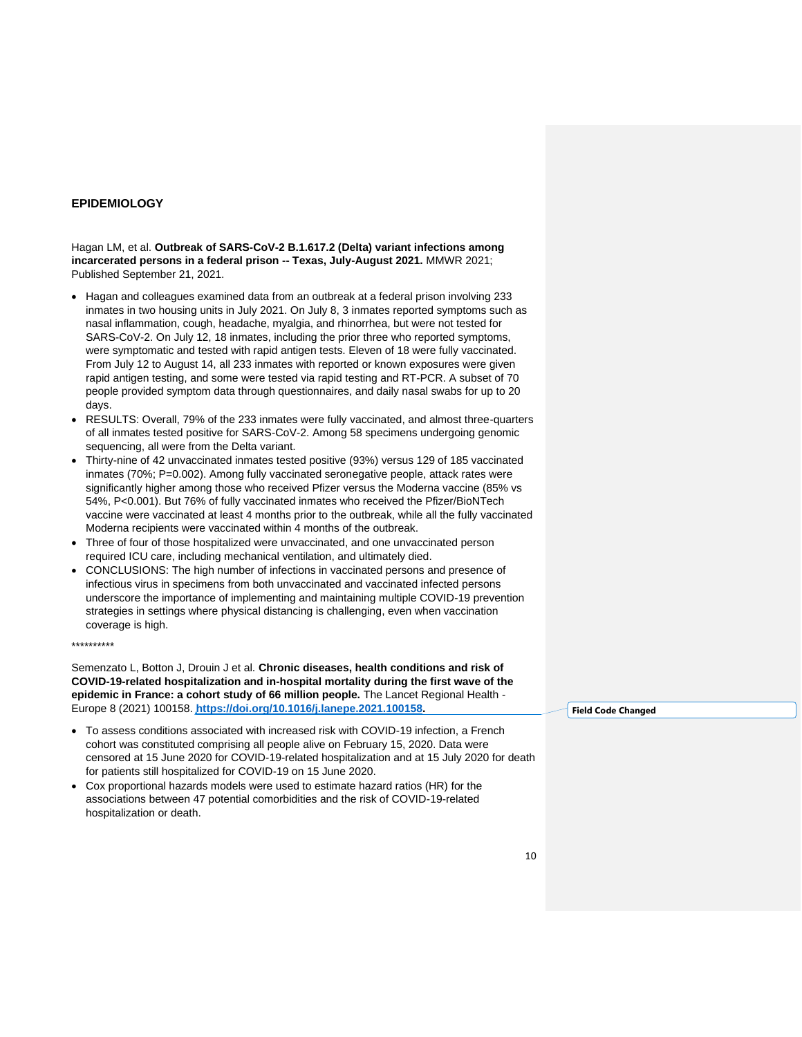## EPIDEMIOLOGY

Hagan LM, et al. **Outbreak of SARS-CoV-2 B.1.617.2 (Delta) variant infections among incarcerated persons in a federal prison -- Texas, July-August 2021.** MMWR 2021; Published September 21, 2021.

- Hagan and colleagues examined data from an outbreak at a federal prison involving 233 inmates in two housing units in July 2021. On July 8, 3 inmates reported symptoms such as nasal inflammation, cough, headache, myalgia, and rhinorrhea, but were not tested for SARS-CoV-2. On July 12, 18 inmates, including the prior three who reported symptoms, were symptomatic and tested with rapid antigen tests. Eleven of 18 were fully vaccinated. From July 12 to August 14, all 233 inmates with reported or known exposures were given rapid antigen testing, and some were tested via rapid testing and RT-PCR. A subset of 70 people provided symptom data through questionnaires, and daily nasal swabs for up to 20 days.
- RESULTS: Overall, 79% of the 233 inmates were fully vaccinated, and almost three-quarters of all inmates tested positive for SARS-CoV-2. Among 58 specimens undergoing genomic sequencing, all were from the Delta variant.
- Thirty-nine of 42 unvaccinated inmates tested positive (93%) versus 129 of 185 vaccinated inmates (70%; P=0.002). Among fully vaccinated seronegative people, attack rates were significantly higher among those who received Pfizer versus the Moderna vaccine (85% vs 54%, P<0.001). But 76% of fully vaccinated inmates who received the Pfizer/BioNTech vaccine were vaccinated at least 4 months prior to the outbreak, while all the fully vaccinated Moderna recipients were vaccinated within 4 months of the outbreak.
- Three of four of those hospitalized were unvaccinated, and one unvaccinated person required ICU care, including mechanical ventilation, and ultimately died.
- CONCLUSIONS: The high number of infections in vaccinated persons and presence of infectious virus in specimens from both unvaccinated and vaccinated infected persons underscore the importance of implementing and maintaining multiple COVID-19 prevention strategies in settings where physical distancing is challenging, even when vaccination coverage is high.

**********

Semenzato L, Botton J, Drouin J et al. **Chronic diseases, health conditions and risk of COVID-19-related hospitalization and in-hospital mortality during the first wave of the epidemic in France: a cohort study of 66 million people.** The Lancet Regional Health - Europe 8 (2021) 100158. **https://doi.org/10.1016/j.lanepe.2021.100158.**

- To assess conditions associated with increased risk with COVID-19 infection, a French cohort was constituted comprising all people alive on February 15, 2020. Data were censored at 15 June 2020 for COVID-19-related hospitalization and at 15 July 2020 for death for patients still hospitalized for COVID-19 on 15 June 2020.
- Cox proportional hazards models were used to estimate hazard ratios (HR) for the associations between 47 potential comorbidities and the risk of COVID-19-related hospitalization or death.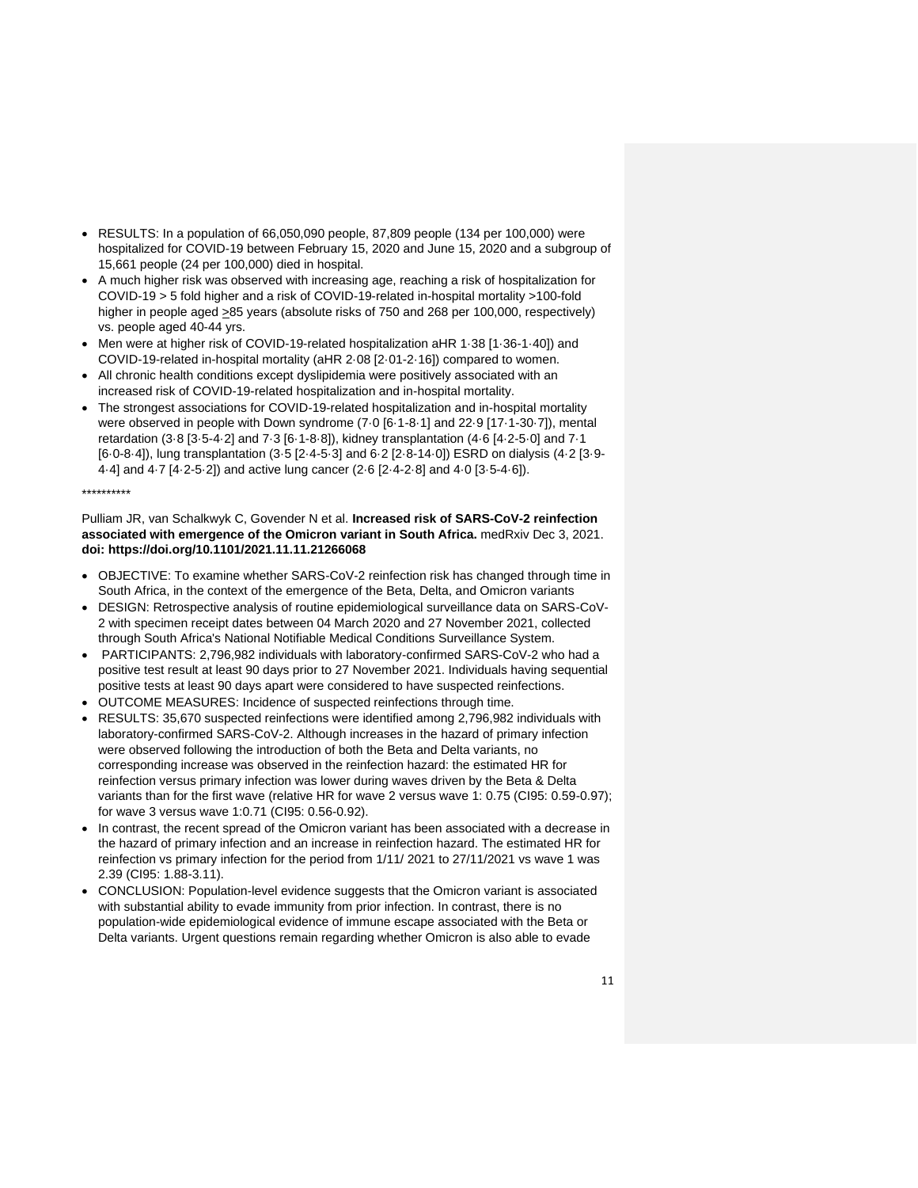- RESULTS: In a population of 66,050,090 people, 87,809 people (134 per 100,000) were hospitalized for COVID-19 between February 15, 2020 and June 15, 2020 and a subgroup of 15,661 people (24 per 100,000) died in hospital.
- A much higher risk was observed with increasing age, reaching a risk of hospitalization for COVID-19 > 5 fold higher and a risk of COVID-19-related in-hospital mortality >100-fold higher in people aged ≥85 years (absolute risks of 750 and 268 per 100,000, respectively) vs. people aged 40-44 yrs.
- Men were at higher risk of COVID-19-related hospitalization aHR 1·38 [1·36-1·40]) and COVID-19-related in-hospital mortality (aHR 2·08 [2·01-2·16]) compared to women.
- All chronic health conditions except dyslipidemia were positively associated with an increased risk of COVID-19-related hospitalization and in-hospital mortality.
- The strongest associations for COVID-19-related hospitalization and in-hospital mortality were observed in people with Down syndrome (7·0 [6·1-8·1] and 22·9 [17·1-30·7]), mental retardation (3·8 [3·5-4·2] and 7·3 [6·1-8·8]), kidney transplantation (4·6 [4·2-5·0] and 7·1 [6·0-8·4]), lung transplantation (3·5 [2·4-5·3] and 6·2 [2·8-14·0]) ESRD on dialysis (4·2 [3·9-4·4] and 4·7 [4·2-5·2]) and active lung cancer (2·6 [2·4-2·8] and 4·0 [3·5-4·6]).

**********

Pulliam JR, van Schalkwyk C, Govender N et al. **Increased risk of SARS-CoV-2 reinfection associated with emergence of the Omicron variant in South Africa.** medRxiv Dec 3, 2021. **doi: https://doi.org/10.1101/2021.11.11.21266068**

- OBJECTIVE: To examine whether SARS-CoV-2 reinfection risk has changed through time in South Africa, in the context of the emergence of the Beta, Delta, and Omicron variants
- DESIGN: Retrospective analysis of routine epidemiological surveillance data on SARS-CoV-2 with specimen receipt dates between 04 March 2020 and 27 November 2021, collected through South Africa's National Notifiable Medical Conditions Surveillance System.
- PARTICIPANTS: 2,796,982 individuals with laboratory-confirmed SARS-CoV-2 who had a positive test result at least 90 days prior to 27 November 2021. Individuals having sequential positive tests at least 90 days apart were considered to have suspected reinfections.
- OUTCOME MEASURES: Incidence of suspected reinfections through time.
- RESULTS: 35,670 suspected reinfections were identified among 2,796,982 individuals with laboratory-confirmed SARS-CoV-2. Although increases in the hazard of primary infection were observed following the introduction of both the Beta and Delta variants, no corresponding increase was observed in the reinfection hazard: the estimated HR for reinfection versus primary infection was lower during waves driven by the Beta & Delta variants than for the first wave (relative HR for wave 2 versus wave 1: 0.75 (CI95: 0.59-0.97); for wave 3 versus wave 1:0.71 (CI95: 0.56-0.92).
- In contrast, the recent spread of the Omicron variant has been associated with a decrease in the hazard of primary infection and an increase in reinfection hazard. The estimated HR for reinfection vs primary infection for the period from 1/11/ 2021 to 27/11/2021 vs wave 1 was 2.39 (CI95: 1.88-3.11).
- CONCLUSION: Population-level evidence suggests that the Omicron variant is associated with substantial ability to evade immunity from prior infection. In contrast, there is no population-wide epidemiological evidence of immune escape associated with the Beta or Delta variants. Urgent questions remain regarding whether Omicron is also able to evade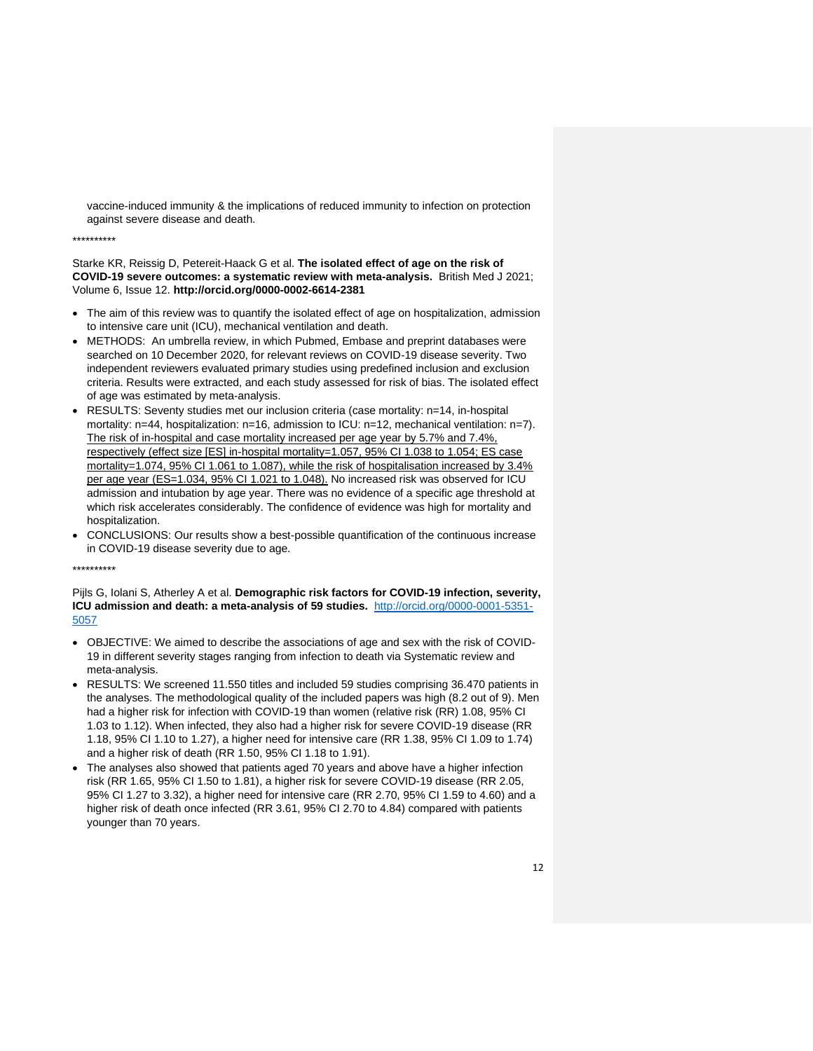vaccine-induced immunity & the implications of reduced immunity to infection on protection against severe disease and death.

**********

Starke KR, Reissig D, Petereit-Haack G et al. **The isolated effect of age on the risk of COVID-19 severe outcomes: a systematic review with meta-analysis.** British Med J 2021; Volume 6, Issue 12. **http://orcid.org/0000-0002-6614-2381**

- The aim of this review was to quantify the isolated effect of age on hospitalization, admission to intensive care unit (ICU), mechanical ventilation and death.
- METHODS: An umbrella review, in which Pubmed, Embase and preprint databases were searched on 10 December 2020, for relevant reviews on COVID-19 disease severity. Two independent reviewers evaluated primary studies using predefined inclusion and exclusion criteria. Results were extracted, and each study assessed for risk of bias. The isolated effect of age was estimated by meta-analysis.
- RESULTS: Seventy studies met our inclusion criteria (case mortality: n=14, in-hospital mortality: n=44, hospitalization: n=16, admission to ICU: n=12, mechanical ventilation: n=7). The risk of in-hospital and case mortality increased per age year by 5.7% and 7.4%, respectively (effect size [ES] in-hospital mortality=1.057, 95% CI 1.038 to 1.054; ES case mortality=1.074, 95% CI 1.061 to 1.087), while the risk of hospitalisation increased by 3.4% per age year (ES=1.034, 95% CI 1.021 to 1.048). No increased risk was observed for ICU admission and intubation by age year. There was no evidence of a specific age threshold at which risk accelerates considerably. The confidence of evidence was high for mortality and hospitalization.
- CONCLUSIONS: Our results show a best-possible quantification of the continuous increase in COVID-19 disease severity due to age.

**********

Pijls G, Iolani S, Atherley A et al. **Demographic risk factors for COVID-19 infection, severity, ICU admission and death: a meta-analysis of 59 studies.** http://orcid.org/0000-0001-5351-5057

- OBJECTIVE: We aimed to describe the associations of age and sex with the risk of COVID-19 in different severity stages ranging from infection to death via Systematic review and meta-analysis.
- RESULTS: We screened 11.550 titles and included 59 studies comprising 36.470 patients in the analyses. The methodological quality of the included papers was high (8.2 out of 9). Men had a higher risk for infection with COVID-19 than women (relative risk (RR) 1.08, 95% CI 1.03 to 1.12). When infected, they also had a higher risk for severe COVID-19 disease (RR 1.18, 95% CI 1.10 to 1.27), a higher need for intensive care (RR 1.38, 95% CI 1.09 to 1.74) and a higher risk of death (RR 1.50, 95% CI 1.18 to 1.91).
- The analyses also showed that patients aged 70 years and above have a higher infection risk (RR 1.65, 95% CI 1.50 to 1.81), a higher risk for severe COVID-19 disease (RR 2.05, 95% CI 1.27 to 3.32), a higher need for intensive care (RR 2.70, 95% CI 1.59 to 4.60) and a higher risk of death once infected (RR 3.61, 95% CI 2.70 to 4.84) compared with patients younger than 70 years.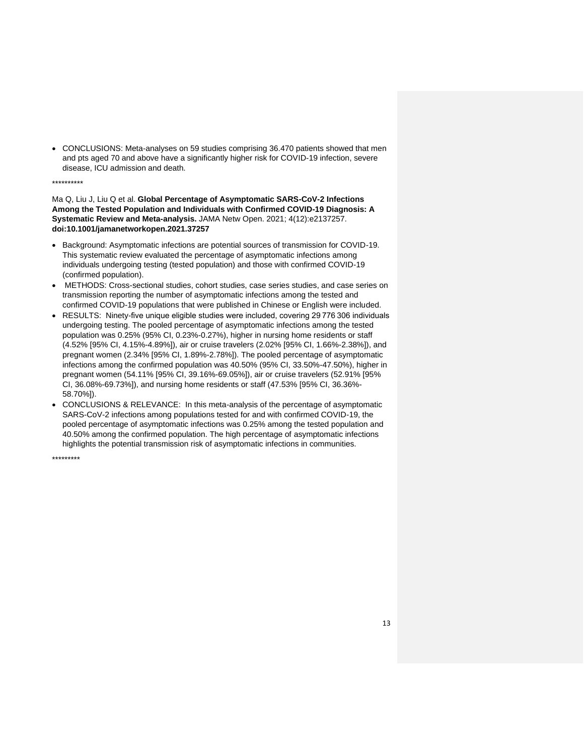- CONCLUSIONS: Meta-analyses on 59 studies comprising 36.470 patients showed that men and pts aged 70 and above have a significantly higher risk for COVID-19 infection, severe disease, ICU admission and death.

**********

Ma Q, Liu J, Liu Q et al. **Global Percentage of Asymptomatic SARS-CoV-2 Infections Among the Tested Population and Individuals with Confirmed COVID-19 Diagnosis: A Systematic Review and Meta-analysis.** JAMA Netw Open. 2021; 4(12):e2137257. **doi:10.1001/jamanetworkopen.2021.37257**

- Background: Asymptomatic infections are potential sources of transmission for COVID-19. This systematic review evaluated the percentage of asymptomatic infections among individuals undergoing testing (tested population) and those with confirmed COVID-19 (confirmed population).
- METHODS: Cross-sectional studies, cohort studies, case series studies, and case series on transmission reporting the number of asymptomatic infections among the tested and confirmed COVID-19 populations that were published in Chinese or English were included.
- RESULTS: Ninety-five unique eligible studies were included, covering 29 776 306 individuals undergoing testing. The pooled percentage of asymptomatic infections among the tested population was 0.25% (95% CI, 0.23%-0.27%), higher in nursing home residents or staff (4.52% [95% CI, 4.15%-4.89%]), air or cruise travelers (2.02% [95% CI, 1.66%-2.38%]), and pregnant women (2.34% [95% CI, 1.89%-2.78%]). The pooled percentage of asymptomatic infections among the confirmed population was 40.50% (95% CI, 33.50%-47.50%), higher in pregnant women (54.11% [95% CI, 39.16%-69.05%]), air or cruise travelers (52.91% [95% CI, 36.08%-69.73%]), and nursing home residents or staff (47.53% [95% CI, 36.36%-58.70%]).
- CONCLUSIONS & RELEVANCE: In this meta-analysis of the percentage of asymptomatic SARS-CoV-2 infections among populations tested for and with confirmed COVID-19, the pooled percentage of asymptomatic infections was 0.25% among the tested population and 40.50% among the confirmed population. The high percentage of asymptomatic infections highlights the potential transmission risk of asymptomatic infections in communities.

*********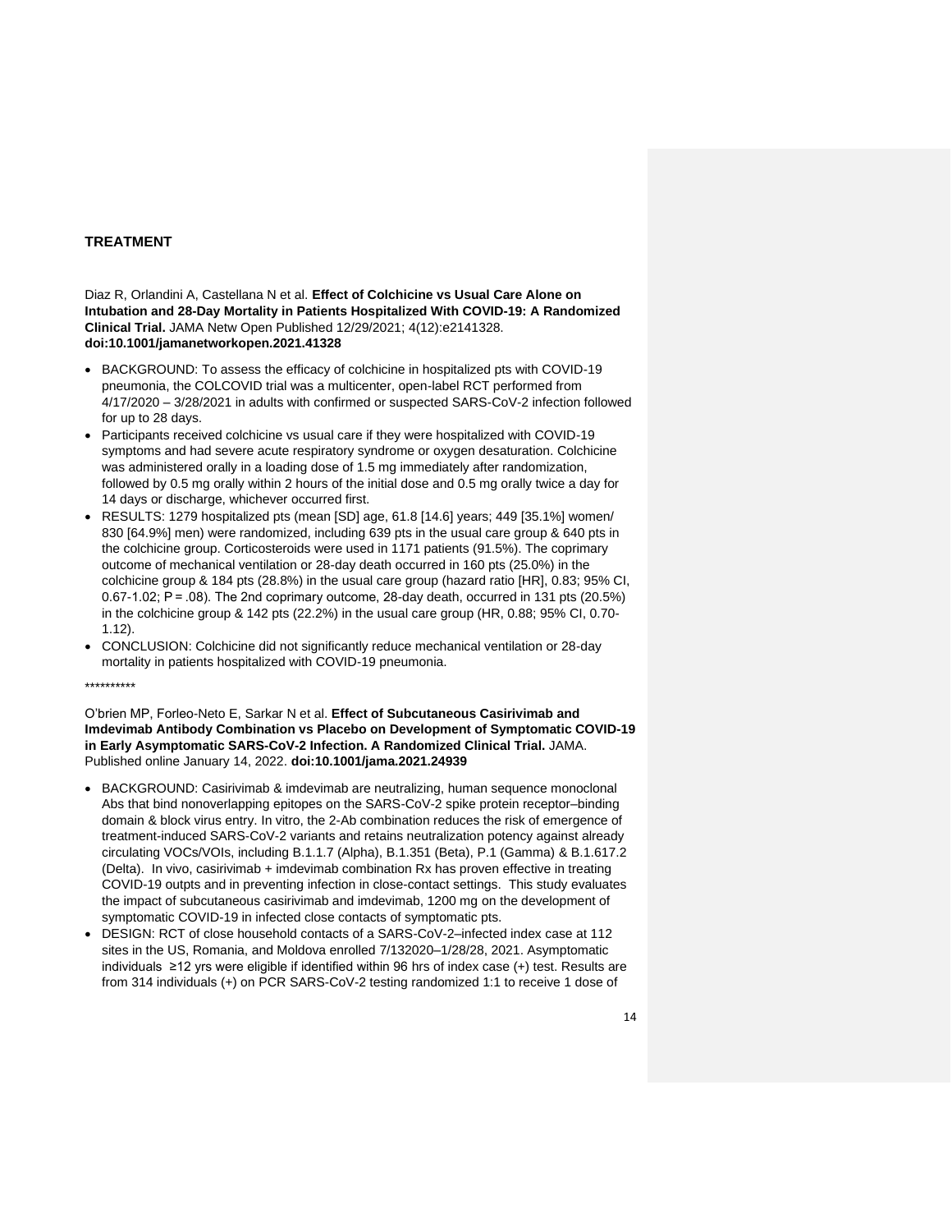## TREATMENT

Diaz R, Orlandini A, Castellana N et al. **Effect of Colchicine vs Usual Care Alone on Intubation and 28-Day Mortality in Patients Hospitalized With COVID-19: A Randomized Clinical Trial.** JAMA Netw Open Published 12/29/2021; 4(12):e2141328. **doi:10.1001/jamanetworkopen.2021.41328**

- BACKGROUND: To assess the efficacy of colchicine in hospitalized pts with COVID-19 pneumonia, the COLCOVID trial was a multicenter, open-label RCT performed from 4/17/2020 – 3/28/2021 in adults with confirmed or suspected SARS-CoV-2 infection followed for up to 28 days.
- Participants received colchicine vs usual care if they were hospitalized with COVID-19 symptoms and had severe acute respiratory syndrome or oxygen desaturation. Colchicine was administered orally in a loading dose of 1.5 mg immediately after randomization, followed by 0.5 mg orally within 2 hours of the initial dose and 0.5 mg orally twice a day for 14 days or discharge, whichever occurred first.
- RESULTS: 1279 hospitalized pts (mean [SD] age, 61.8 [14.6] years; 449 [35.1%] women/ 830 [64.9%] men) were randomized, including 639 pts in the usual care group & 640 pts in the colchicine group. Corticosteroids were used in 1171 patients (91.5%). The coprimary outcome of mechanical ventilation or 28-day death occurred in 160 pts (25.0%) in the colchicine group & 184 pts (28.8%) in the usual care group (hazard ratio [HR], 0.83; 95% CI, 0.67-1.02; $P = .08$). The 2nd coprimary outcome, 28-day death, occurred in 131 pts (20.5%) in the colchicine group & 142 pts (22.2%) in the usual care group (HR, 0.88; 95% CI, 0.70-1.12).
- CONCLUSION: Colchicine did not significantly reduce mechanical ventilation or 28-day mortality in patients hospitalized with COVID-19 pneumonia.

**********

O'brien MP, Forleo-Neto E, Sarkar N et al. **Effect of Subcutaneous Casirivimab and Imdevimab Antibody Combination vs Placebo on Development of Symptomatic COVID-19 in Early Asymptomatic SARS-CoV-2 Infection. A Randomized Clinical Trial.** JAMA. Published online January 14, 2022. **doi:10.1001/jama.2021.24939**

- BACKGROUND: Casirivimab & imdevimab are neutralizing, human sequence monoclonal Abs that bind nonoverlapping epitopes on the SARS-CoV-2 spike protein receptor–binding domain & block virus entry. In vitro, the 2-Ab combination reduces the risk of emergence of treatment-induced SARS-CoV-2 variants and retains neutralization potency against already circulating VOCs/VOIs, including B.1.1.7 (Alpha), B.1.351 (Beta), P.1 (Gamma) & B.1.617.2 (Delta). In vivo, casirivimab + imdevimab combination Rx has proven effective in treating COVID-19 outpts and in preventing infection in close-contact settings. This study evaluates the impact of subcutaneous casirivimab and imdevimab, 1200 mg on the development of symptomatic COVID-19 in infected close contacts of symptomatic pts.
- DESIGN: RCT of close household contacts of a SARS-CoV-2–infected index case at 112 sites in the US, Romania, and Moldova enrolled 7/132020–1/28/28, 2021. Asymptomatic individuals ≥12 yrs were eligible if identified within 96 hrs of index case (+) test. Results are from 314 individuals (+) on PCR SARS-CoV-2 testing randomized 1:1 to receive 1 dose of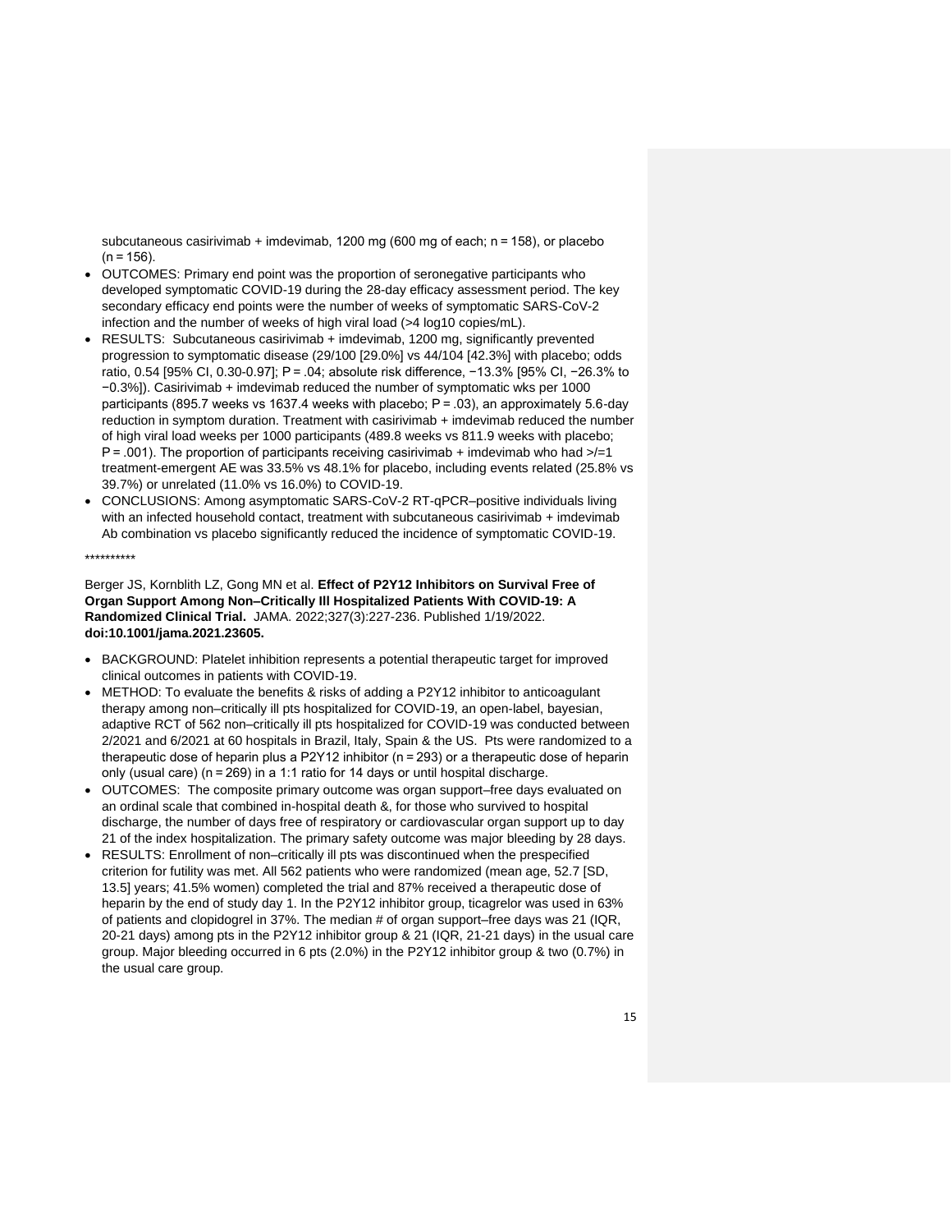subcutaneous casirivimab + imdevimab, 1200 mg (600 mg of each; n = 158), or placebo (n = 156).

- OUTCOMES: Primary end point was the proportion of seronegative participants who developed symptomatic COVID-19 during the 28-day efficacy assessment period. The key secondary efficacy end points were the number of weeks of symptomatic SARS-CoV-2 infection and the number of weeks of high viral load (>4 log10 copies/mL).
- RESULTS: Subcutaneous casirivimab + imdevimab, 1200 mg, significantly prevented progression to symptomatic disease (29/100 [29.0%] vs 44/104 [42.3%] with placebo; odds ratio, 0.54 [95% CI, 0.30-0.97]; P = .04; absolute risk difference, −13.3% [95% CI, −26.3% to −0.3%]). Casirivimab + imdevimab reduced the number of symptomatic wks per 1000 participants (895.7 weeks vs 1637.4 weeks with placebo; P = .03), an approximately 5.6-day reduction in symptom duration. Treatment with casirivimab + imdevimab reduced the number of high viral load weeks per 1000 participants (489.8 weeks vs 811.9 weeks with placebo; P = .001). The proportion of participants receiving casirivimab + imdevimab who had >/=1 treatment-emergent AE was 33.5% vs 48.1% for placebo, including events related (25.8% vs 39.7%) or unrelated (11.0% vs 16.0%) to COVID-19.
- CONCLUSIONS: Among asymptomatic SARS-CoV-2 RT-qPCR–positive individuals living with an infected household contact, treatment with subcutaneous casirivimab + imdevimab Ab combination vs placebo significantly reduced the incidence of symptomatic COVID-19.

**********

Berger JS, Kornblith LZ, Gong MN et al. **Effect of P2Y12 Inhibitors on Survival Free of Organ Support Among Non–Critically Ill Hospitalized Patients With COVID-19: A Randomized Clinical Trial.** JAMA. 2022;327(3):227-236. Published 1/19/2022. **doi:10.1001/jama.2021.23605.**

- BACKGROUND: Platelet inhibition represents a potential therapeutic target for improved clinical outcomes in patients with COVID-19.
- METHOD: To evaluate the benefits & risks of adding a P2Y12 inhibitor to anticoagulant therapy among non–critically ill pts hospitalized for COVID-19, an open-label, bayesian, adaptive RCT of 562 non–critically ill pts hospitalized for COVID-19 was conducted between 2/2021 and 6/2021 at 60 hospitals in Brazil, Italy, Spain & the US. Pts were randomized to a therapeutic dose of heparin plus a P2Y12 inhibitor (n = 293) or a therapeutic dose of heparin only (usual care) (n = 269) in a 1:1 ratio for 14 days or until hospital discharge.
- OUTCOMES: The composite primary outcome was organ support–free days evaluated on an ordinal scale that combined in-hospital death &, for those who survived to hospital discharge, the number of days free of respiratory or cardiovascular organ support up to day 21 of the index hospitalization. The primary safety outcome was major bleeding by 28 days.
- RESULTS: Enrollment of non–critically ill pts was discontinued when the prespecified criterion for futility was met. All 562 patients who were randomized (mean age, 52.7 [SD, 13.5] years; 41.5% women) completed the trial and 87% received a therapeutic dose of heparin by the end of study day 1. In the P2Y12 inhibitor group, ticagrelor was used in 63% of patients and clopidogrel in 37%. The median # of organ support–free days was 21 (IQR, 20-21 days) among pts in the P2Y12 inhibitor group & 21 (IQR, 21-21 days) in the usual care group. Major bleeding occurred in 6 pts (2.0%) in the P2Y12 inhibitor group & two (0.7%) in the usual care group.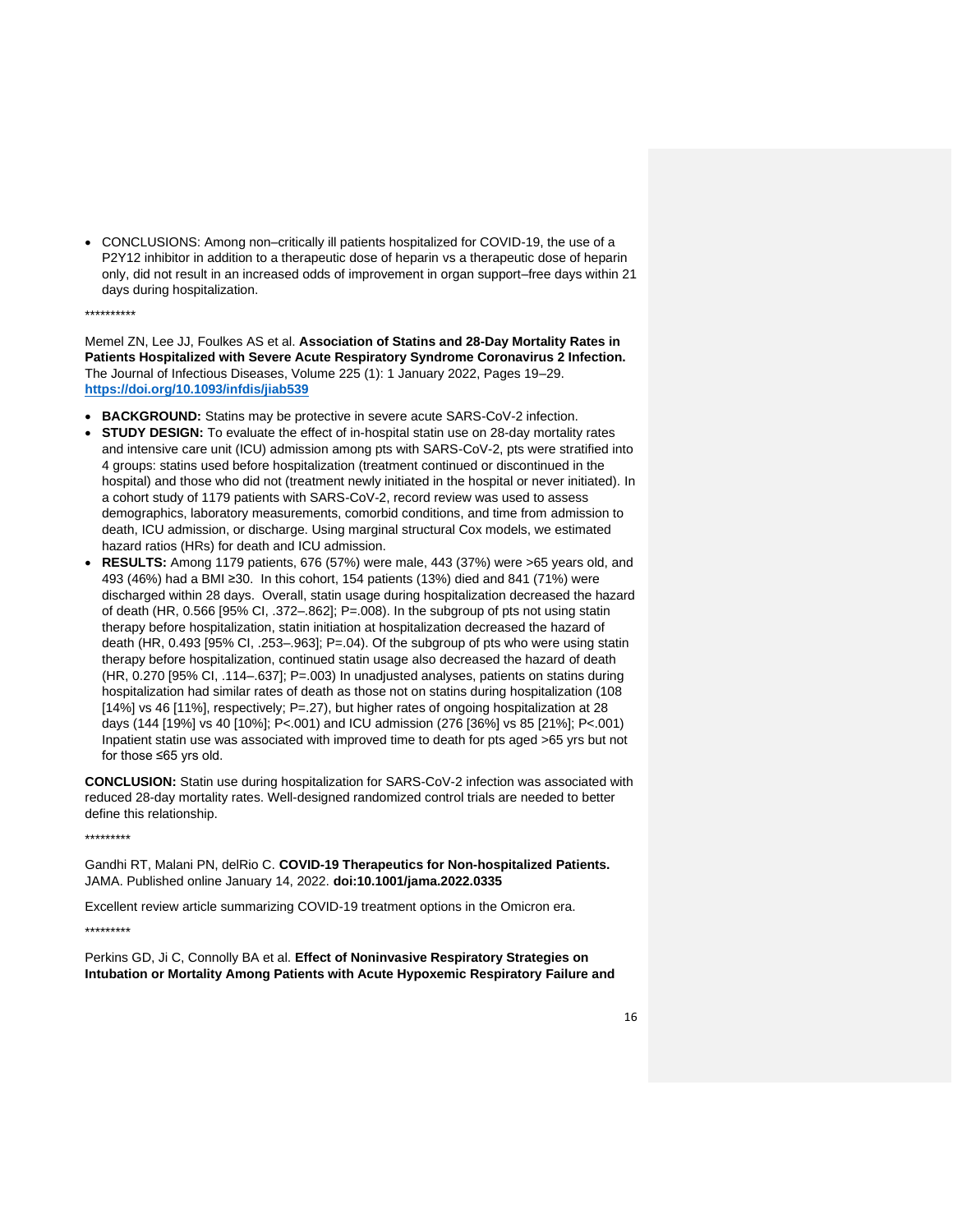- CONCLUSIONS: Among non–critically ill patients hospitalized for COVID-19, the use of a P2Y12 inhibitor in addition to a therapeutic dose of heparin vs a therapeutic dose of heparin only, did not result in an increased odds of improvement in organ support–free days within 21 days during hospitalization.

**********

Memel ZN, Lee JJ, Foulkes AS et al. **Association of Statins and 28-Day Mortality Rates in Patients Hospitalized with Severe Acute Respiratory Syndrome Coronavirus 2 Infection.** The Journal of Infectious Diseases, Volume 225 (1): 1 January 2022, Pages 19–29. **https://doi.org/10.1093/infdis/jiab539**

- **BACKGROUND:** Statins may be protective in severe acute SARS-CoV-2 infection.
- **STUDY DESIGN:** To evaluate the effect of in-hospital statin use on 28-day mortality rates and intensive care unit (ICU) admission among pts with SARS-CoV-2, pts were stratified into 4 groups: statins used before hospitalization (treatment continued or discontinued in the hospital) and those who did not (treatment newly initiated in the hospital or never initiated). In a cohort study of 1179 patients with SARS-CoV-2, record review was used to assess demographics, laboratory measurements, comorbid conditions, and time from admission to death, ICU admission, or discharge. Using marginal structural Cox models, we estimated hazard ratios (HRs) for death and ICU admission.
- **RESULTS:** Among 1179 patients, 676 (57%) were male, 443 (37%) were >65 years old, and 493 (46%) had a BMI ≥30. In this cohort, 154 patients (13%) died and 841 (71%) were discharged within 28 days. Overall, statin usage during hospitalization decreased the hazard of death (HR, 0.566 [95% CI, .372–.862]; P=.008). In the subgroup of pts not using statin therapy before hospitalization, statin initiation at hospitalization decreased the hazard of death (HR, 0.493 [95% CI, .253–.963]; P=.04). Of the subgroup of pts who were using statin therapy before hospitalization, continued statin usage also decreased the hazard of death (HR, 0.270 [95% CI, .114–.637]; P=.003) In unadjusted analyses, patients on statins during hospitalization had similar rates of death as those not on statins during hospitalization (108 [14%] vs 46 [11%], respectively; P=.27), but higher rates of ongoing hospitalization at 28 days (144 [19%] vs 40 [10%]; P<.001) and ICU admission (276 [36%] vs 85 [21%]; P<.001) Inpatient statin use was associated with improved time to death for pts aged >65 yrs but not for those ≤65 yrs old.

**CONCLUSION:** Statin use during hospitalization for SARS-CoV-2 infection was associated with reduced 28-day mortality rates. Well-designed randomized control trials are needed to better define this relationship.

*********

Gandhi RT, Malani PN, delRio C. **COVID-19 Therapeutics for Non-hospitalized Patients.** JAMA. Published online January 14, 2022. **doi:10.1001/jama.2022.0335**

Excellent review article summarizing COVID-19 treatment options in the Omicron era.

*********

Perkins GD, Ji C, Connolly BA et al. **Effect of Noninvasive Respiratory Strategies on Intubation or Mortality Among Patients with Acute Hypoxemic Respiratory Failure and**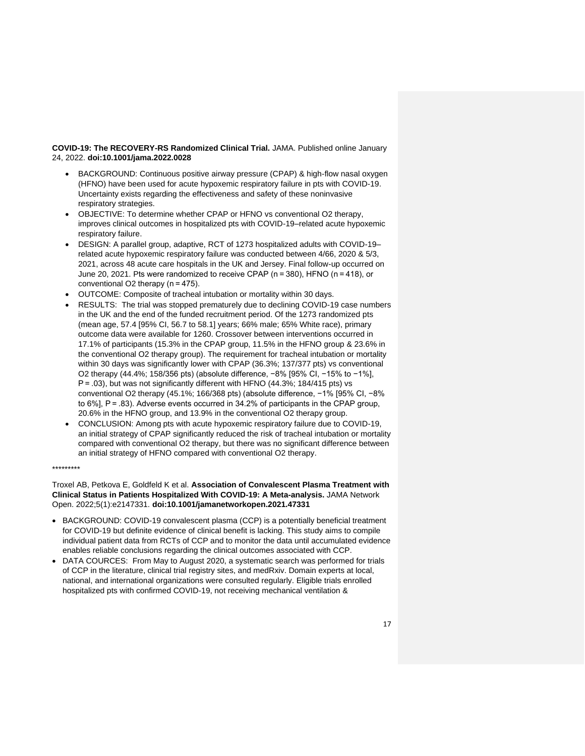**COVID-19: The RECOVERY-RS Randomized Clinical Trial.** JAMA. Published online January 24, 2022. **doi:10.1001/jama.2022.0028**

- BACKGROUND: Continuous positive airway pressure (CPAP) & high-flow nasal oxygen (HFNO) have been used for acute hypoxemic respiratory failure in pts with COVID-19. Uncertainty exists regarding the effectiveness and safety of these noninvasive respiratory strategies.
- OBJECTIVE: To determine whether CPAP or HFNO vs conventional O2 therapy, improves clinical outcomes in hospitalized pts with COVID-19–related acute hypoxemic respiratory failure.
- DESIGN: A parallel group, adaptive, RCT of 1273 hospitalized adults with COVID-19–related acute hypoxemic respiratory failure was conducted between 4/66, 2020 & 5/3, 2021, across 48 acute care hospitals in the UK and Jersey. Final follow-up occurred on June 20, 2021. Pts were randomized to receive CPAP (n = 380), HFNO (n = 418), or conventional O2 therapy (n = 475).
- OUTCOME: Composite of tracheal intubation or mortality within 30 days.
- RESULTS: The trial was stopped prematurely due to declining COVID-19 case numbers in the UK and the end of the funded recruitment period. Of the 1273 randomized pts (mean age, 57.4 [95% CI, 56.7 to 58.1] years; 66% male; 65% White race), primary outcome data were available for 1260. Crossover between interventions occurred in 17.1% of participants (15.3% in the CPAP group, 11.5% in the HFNO group & 23.6% in the conventional O2 therapy group). The requirement for tracheal intubation or mortality within 30 days was significantly lower with CPAP (36.3%; 137/377 pts) vs conventional O2 therapy (44.4%; 158/356 pts) (absolute difference, −8% [95% CI, −15% to −1%], P = .03), but was not significantly different with HFNO (44.3%; 184/415 pts) vs conventional O2 therapy (45.1%; 166/368 pts) (absolute difference, −1% [95% CI, −8% to 6%], P = .83). Adverse events occurred in 34.2% of participants in the CPAP group, 20.6% in the HFNO group, and 13.9% in the conventional O2 therapy group.
- CONCLUSION: Among pts with acute hypoxemic respiratory failure due to COVID-19, an initial strategy of CPAP significantly reduced the risk of tracheal intubation or mortality compared with conventional O2 therapy, but there was no significant difference between an initial strategy of HFNO compared with conventional O2 therapy.

*********

Troxel AB, Petkova E, Goldfeld K et al. **Association of Convalescent Plasma Treatment with Clinical Status in Patients Hospitalized With COVID-19: A Meta-analysis.** JAMA Network Open. 2022;5(1):e2147331. **doi:10.1001/jamanetworkopen.2021.47331**

- BACKGROUND: COVID-19 convalescent plasma (CCP) is a potentially beneficial treatment for COVID-19 but definite evidence of clinical benefit is lacking. This study aims to compile individual patient data from RCTs of CCP and to monitor the data until accumulated evidence enables reliable conclusions regarding the clinical outcomes associated with CCP.
- DATA COURCES: From May to August 2020, a systematic search was performed for trials of CCP in the literature, clinical trial registry sites, and medRxiv. Domain experts at local, national, and international organizations were consulted regularly. Eligible trials enrolled hospitalized pts with confirmed COVID-19, not receiving mechanical ventilation &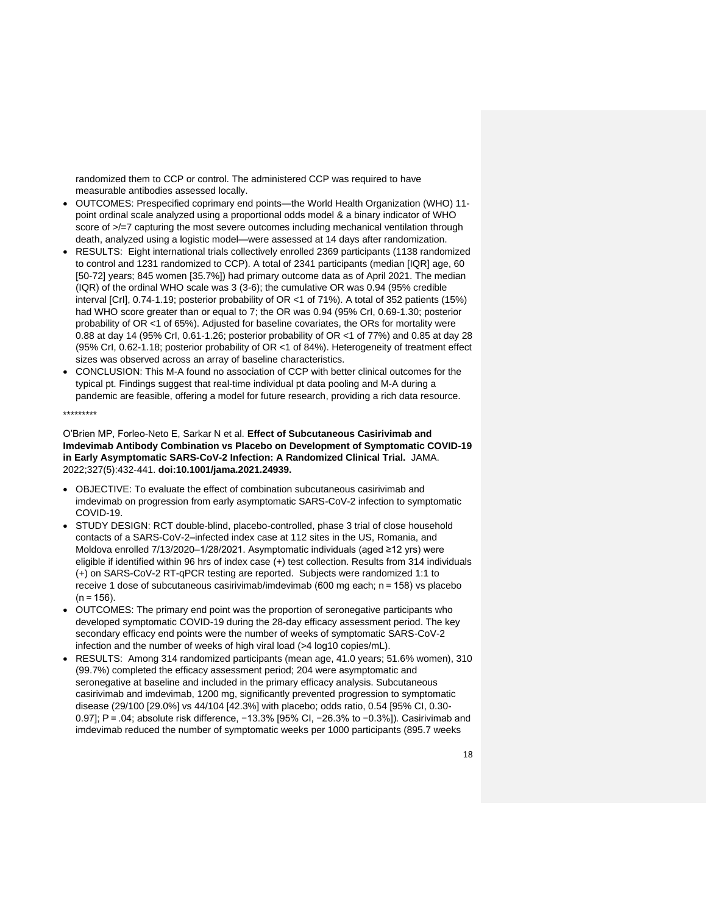randomized them to CCP or control. The administered CCP was required to have measurable antibodies assessed locally.

- OUTCOMES: Prespecified coprimary end points—the World Health Organization (WHO) 11-point ordinal scale analyzed using a proportional odds model & a binary indicator of WHO score of >/=7 capturing the most severe outcomes including mechanical ventilation through death, analyzed using a logistic model—were assessed at 14 days after randomization.
- RESULTS: Eight international trials collectively enrolled 2369 participants (1138 randomized to control and 1231 randomized to CCP). A total of 2341 participants (median [IQR] age, 60 [50-72] years; 845 women [35.7%]) had primary outcome data as of April 2021. The median (IQR) of the ordinal WHO scale was 3 (3-6); the cumulative OR was 0.94 (95% credible interval [CrI], 0.74-1.19; posterior probability of OR <1 of 71%). A total of 352 patients (15%) had WHO score greater than or equal to 7; the OR was 0.94 (95% CrI, 0.69-1.30; posterior probability of OR <1 of 65%). Adjusted for baseline covariates, the ORs for mortality were 0.88 at day 14 (95% CrI, 0.61-1.26; posterior probability of OR <1 of 77%) and 0.85 at day 28 (95% CrI, 0.62-1.18; posterior probability of OR <1 of 84%). Heterogeneity of treatment effect sizes was observed across an array of baseline characteristics.
- CONCLUSION: This M-A found no association of CCP with better clinical outcomes for the typical pt. Findings suggest that real-time individual pt data pooling and M-A during a pandemic are feasible, offering a model for future research, providing a rich data resource.

*********

O'Brien MP, Forleo-Neto E, Sarkar N et al. **Effect of Subcutaneous Casirivimab and Imdevimab Antibody Combination vs Placebo on Development of Symptomatic COVID-19 in Early Asymptomatic SARS-CoV-2 Infection: A Randomized Clinical Trial.** JAMA. 2022;327(5):432-441. **doi:10.1001/jama.2021.24939.**

- OBJECTIVE: To evaluate the effect of combination subcutaneous casirivimab and imdevimab on progression from early asymptomatic SARS-CoV-2 infection to symptomatic COVID-19.
- STUDY DESIGN: RCT double-blind, placebo-controlled, phase 3 trial of close household contacts of a SARS-CoV-2–infected index case at 112 sites in the US, Romania, and Moldova enrolled 7/13/2020–1/28/2021. Asymptomatic individuals (aged ≥12 yrs) were eligible if identified within 96 hrs of index case (+) test collection. Results from 314 individuals (+) on SARS-CoV-2 RT-qPCR testing are reported. Subjects were randomized 1:1 to receive 1 dose of subcutaneous casirivimab/imdevimab (600 mg each; n = 158) vs placebo (n = 156).
- OUTCOMES: The primary end point was the proportion of seronegative participants who developed symptomatic COVID-19 during the 28-day efficacy assessment period. The key secondary efficacy end points were the number of weeks of symptomatic SARS-CoV-2 infection and the number of weeks of high viral load (>4 log10 copies/mL).
- RESULTS: Among 314 randomized participants (mean age, 41.0 years; 51.6% women), 310 (99.7%) completed the efficacy assessment period; 204 were asymptomatic and seronegative at baseline and included in the primary efficacy analysis. Subcutaneous casirivimab and imdevimab, 1200 mg, significantly prevented progression to symptomatic disease (29/100 [29.0%] vs 44/104 [42.3%] with placebo; odds ratio, 0.54 [95% CI, 0.30-0.97]; P = .04; absolute risk difference, −13.3% [95% CI, −26.3% to −0.3%]). Casirivimab and imdevimab reduced the number of symptomatic weeks per 1000 participants (895.7 weeks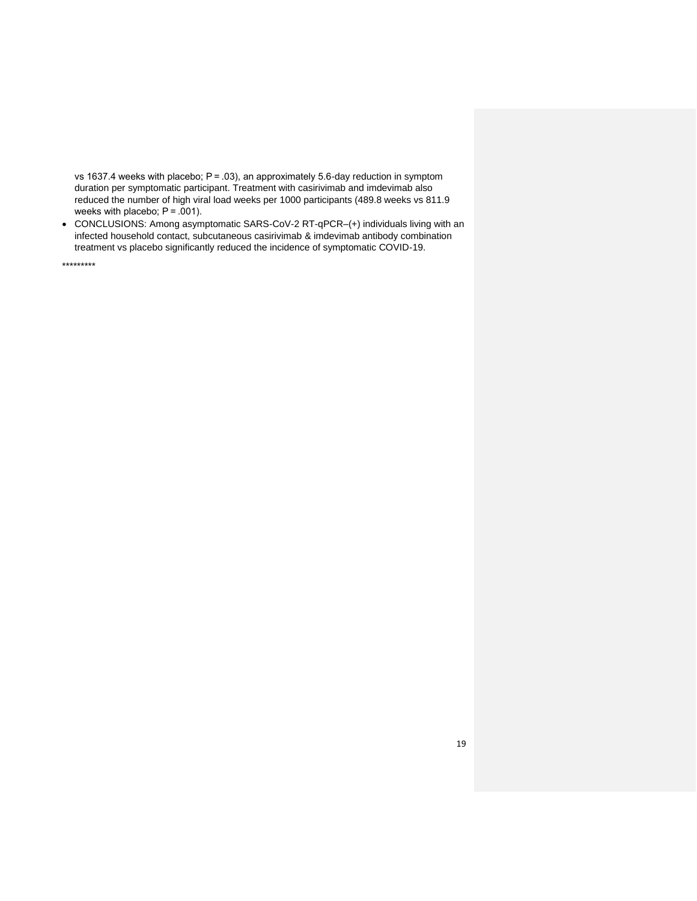vs 1637.4 weeks with placebo; P = .03), an approximately 5.6-day reduction in symptom duration per symptomatic participant. Treatment with casirivimab and imdevimab also reduced the number of high viral load weeks per 1000 participants (489.8 weeks vs 811.9 weeks with placebo; P = .001).

- CONCLUSIONS: Among asymptomatic SARS-CoV-2 RT-qPCR–(+) individuals living with an infected household contact, subcutaneous casirivimab & imdevimab antibody combination treatment vs placebo significantly reduced the incidence of symptomatic COVID-19.

*********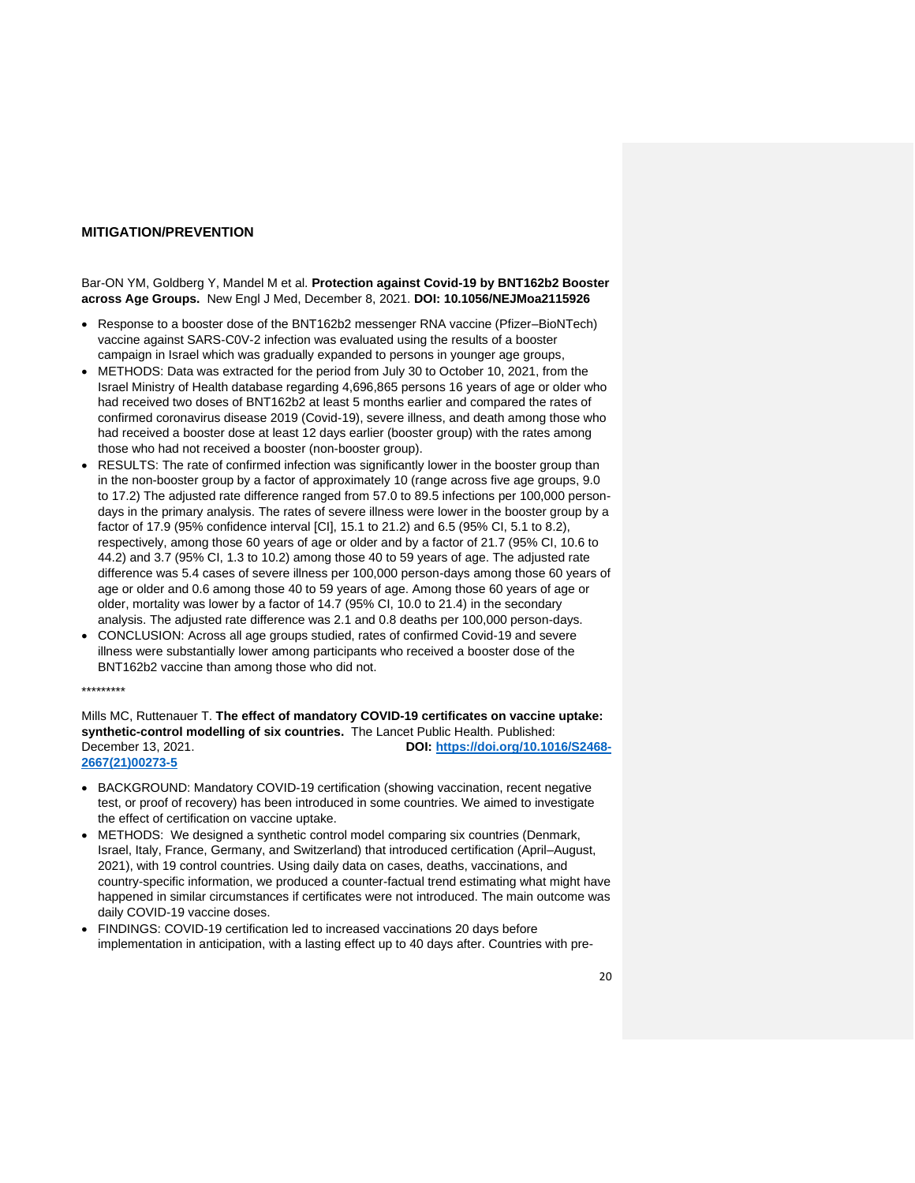## MITIGATION/PREVENTION

Bar-ON YM, Goldberg Y, Mandel M et al. **Protection against Covid-19 by BNT162b2 Booster across Age Groups.** New Engl J Med, December 8, 2021. **DOI: 10.1056/NEJMoa2115926**

- Response to a booster dose of the BNT162b2 messenger RNA vaccine (Pfizer–BioNTech) vaccine against SARS-C0V-2 infection was evaluated using the results of a booster campaign in Israel which was gradually expanded to persons in younger age groups,
- METHODS: Data was extracted for the period from July 30 to October 10, 2021, from the Israel Ministry of Health database regarding 4,696,865 persons 16 years of age or older who had received two doses of BNT162b2 at least 5 months earlier and compared the rates of confirmed coronavirus disease 2019 (Covid-19), severe illness, and death among those who had received a booster dose at least 12 days earlier (booster group) with the rates among those who had not received a booster (non-booster group).
- RESULTS: The rate of confirmed infection was significantly lower in the booster group than in the non-booster group by a factor of approximately 10 (range across five age groups, 9.0 to 17.2) The adjusted rate difference ranged from 57.0 to 89.5 infections per 100,000 person-days in the primary analysis. The rates of severe illness were lower in the booster group by a factor of 17.9 (95% confidence interval [CI], 15.1 to 21.2) and 6.5 (95% CI, 5.1 to 8.2), respectively, among those 60 years of age or older and by a factor of 21.7 (95% CI, 10.6 to 44.2) and 3.7 (95% CI, 1.3 to 10.2) among those 40 to 59 years of age. The adjusted rate difference was 5.4 cases of severe illness per 100,000 person-days among those 60 years of age or older and 0.6 among those 40 to 59 years of age. Among those 60 years of age or older, mortality was lower by a factor of 14.7 (95% CI, 10.0 to 21.4) in the secondary analysis. The adjusted rate difference was 2.1 and 0.8 deaths per 100,000 person-days.
- CONCLUSION: Across all age groups studied, rates of confirmed Covid-19 and severe illness were substantially lower among participants who received a booster dose of the BNT162b2 vaccine than among those who did not.

*********

Mills MC, Ruttenauer T. **The effect of mandatory COVID-19 certificates on vaccine uptake: synthetic-control modelling of six countries.** The Lancet Public Health. Published: December 13, 2021. **DOI: https://doi.org/10.1016/S2468-2667(21)00273-5**

- BACKGROUND: Mandatory COVID-19 certification (showing vaccination, recent negative test, or proof of recovery) has been introduced in some countries. We aimed to investigate the effect of certification on vaccine uptake.
- METHODS: We designed a synthetic control model comparing six countries (Denmark, Israel, Italy, France, Germany, and Switzerland) that introduced certification (April–August, 2021), with 19 control countries. Using daily data on cases, deaths, vaccinations, and country-specific information, we produced a counter-factual trend estimating what might have happened in similar circumstances if certificates were not introduced. The main outcome was daily COVID-19 vaccine doses.
- FINDINGS: COVID-19 certification led to increased vaccinations 20 days before implementation in anticipation, with a lasting effect up to 40 days after. Countries with pre-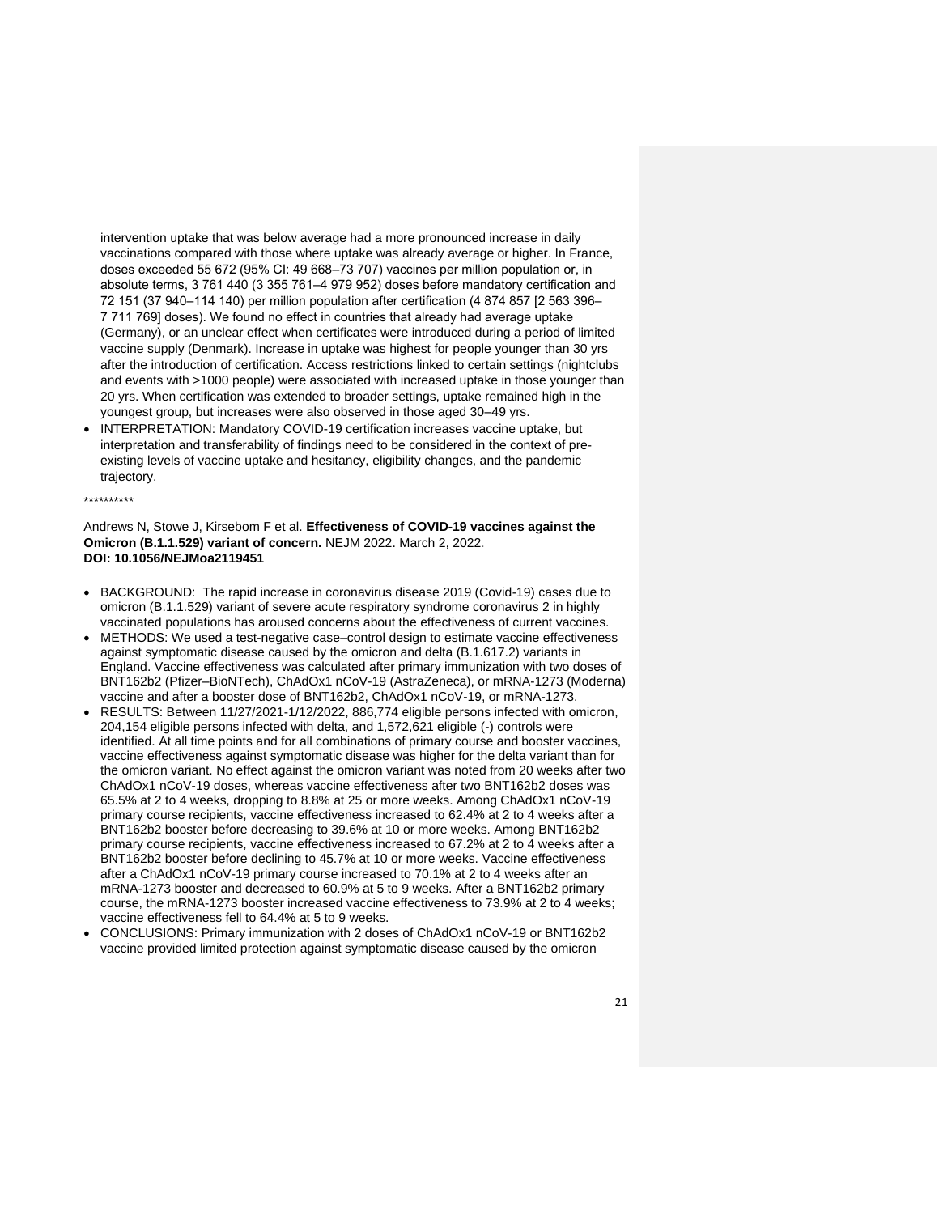intervention uptake that was below average had a more pronounced increase in daily vaccinations compared with those where uptake was already average or higher. In France, doses exceeded 55 672 (95% CI: 49 668–73 707) vaccines per million population or, in absolute terms, 3 761 440 (3 355 761–4 979 952) doses before mandatory certification and 72 151 (37 940–114 140) per million population after certification (4 874 857 [2 563 396–7 711 769] doses). We found no effect in countries that already had average uptake (Germany), or an unclear effect when certificates were introduced during a period of limited vaccine supply (Denmark). Increase in uptake was highest for people younger than 30 yrs after the introduction of certification. Access restrictions linked to certain settings (nightclubs and events with >1000 people) were associated with increased uptake in those younger than 20 yrs. When certification was extended to broader settings, uptake remained high in the youngest group, but increases were also observed in those aged 30–49 yrs.

- INTERPRETATION: Mandatory COVID-19 certification increases vaccine uptake, but interpretation and transferability of findings need to be considered in the context of pre-existing levels of vaccine uptake and hesitancy, eligibility changes, and the pandemic trajectory.

**********

Andrews N, Stowe J, Kirsebom F et al. **Effectiveness of COVID-19 vaccines against the Omicron (B.1.1.529) variant of concern.** NEJM 2022. March 2, 2022.
**DOI: 10.1056/NEJMoa2119451**

- BACKGROUND: The rapid increase in coronavirus disease 2019 (Covid-19) cases due to omicron (B.1.1.529) variant of severe acute respiratory syndrome coronavirus 2 in highly vaccinated populations has aroused concerns about the effectiveness of current vaccines.
- METHODS: We used a test-negative case–control design to estimate vaccine effectiveness against symptomatic disease caused by the omicron and delta (B.1.617.2) variants in England. Vaccine effectiveness was calculated after primary immunization with two doses of BNT162b2 (Pfizer–BioNTech), ChAdOx1 nCoV-19 (AstraZeneca), or mRNA-1273 (Moderna) vaccine and after a booster dose of BNT162b2, ChAdOx1 nCoV-19, or mRNA-1273.
- RESULTS: Between 11/27/2021-1/12/2022, 886,774 eligible persons infected with omicron, 204,154 eligible persons infected with delta, and 1,572,621 eligible (-) controls were identified. At all time points and for all combinations of primary course and booster vaccines, vaccine effectiveness against symptomatic disease was higher for the delta variant than for the omicron variant. No effect against the omicron variant was noted from 20 weeks after two ChAdOx1 nCoV-19 doses, whereas vaccine effectiveness after two BNT162b2 doses was 65.5% at 2 to 4 weeks, dropping to 8.8% at 25 or more weeks. Among ChAdOx1 nCoV-19 primary course recipients, vaccine effectiveness increased to 62.4% at 2 to 4 weeks after a BNT162b2 booster before decreasing to 39.6% at 10 or more weeks. Among BNT162b2 primary course recipients, vaccine effectiveness increased to 67.2% at 2 to 4 weeks after a BNT162b2 booster before declining to 45.7% at 10 or more weeks. Vaccine effectiveness after a ChAdOx1 nCoV-19 primary course increased to 70.1% at 2 to 4 weeks after an mRNA-1273 booster and decreased to 60.9% at 5 to 9 weeks. After a BNT162b2 primary course, the mRNA-1273 booster increased vaccine effectiveness to 73.9% at 2 to 4 weeks; vaccine effectiveness fell to 64.4% at 5 to 9 weeks.
- CONCLUSIONS: Primary immunization with 2 doses of ChAdOx1 nCoV-19 or BNT162b2 vaccine provided limited protection against symptomatic disease caused by the omicron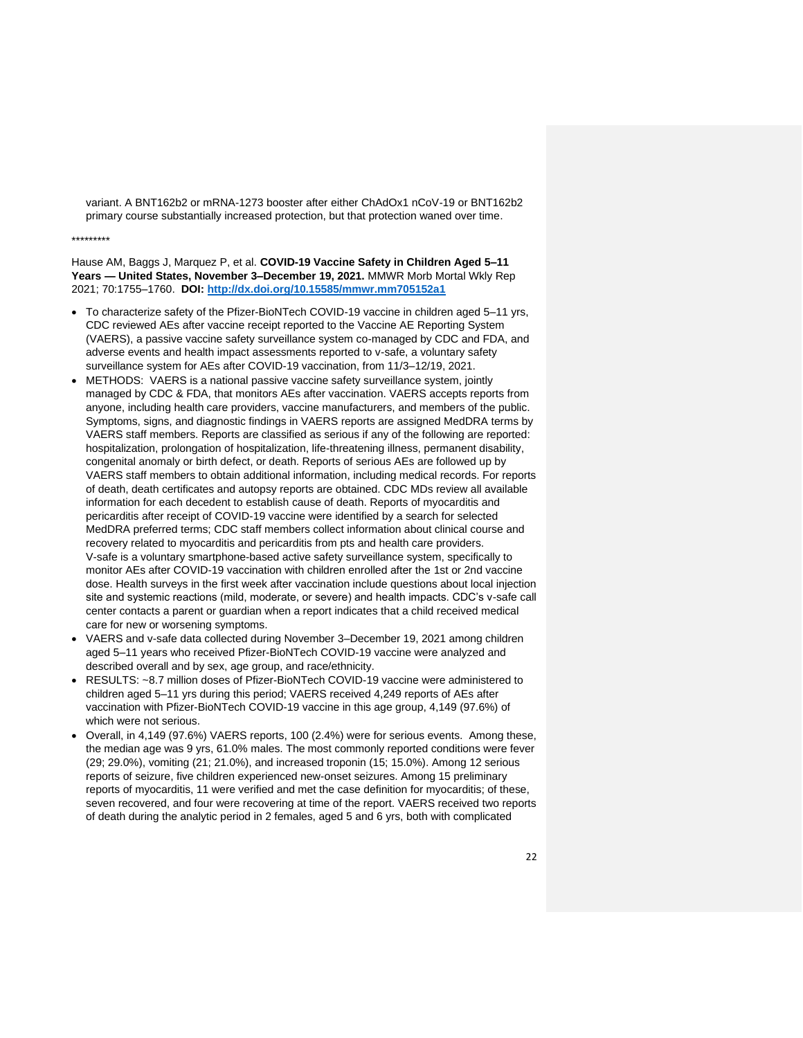variant. A BNT162b2 or mRNA-1273 booster after either ChAdOx1 nCoV-19 or BNT162b2 primary course substantially increased protection, but that protection waned over time.

*********

Hause AM, Baggs J, Marquez P, et al. **COVID-19 Vaccine Safety in Children Aged 5–11 Years — United States, November 3–December 19, 2021.** MMWR Morb Mortal Wkly Rep 2021; 70:1755–1760. **DOI: [http://dx.doi.org/10.15585/mmwr.mm705152a1](http://dx.doi.org/10.15585/mmwr.mm705152a1)**

- To characterize safety of the Pfizer-BioNTech COVID-19 vaccine in children aged 5–11 yrs, CDC reviewed AEs after vaccine receipt reported to the Vaccine AE Reporting System (VAERS), a passive vaccine safety surveillance system co-managed by CDC and FDA, and adverse events and health impact assessments reported to v-safe, a voluntary safety surveillance system for AEs after COVID-19 vaccination, from 11/3–12/19, 2021.
- METHODS: VAERS is a national passive vaccine safety surveillance system, jointly managed by CDC & FDA, that monitors AEs after vaccination. VAERS accepts reports from anyone, including health care providers, vaccine manufacturers, and members of the public. Symptoms, signs, and diagnostic findings in VAERS reports are assigned MedDRA terms by VAERS staff members. Reports are classified as serious if any of the following are reported: hospitalization, prolongation of hospitalization, life-threatening illness, permanent disability, congenital anomaly or birth defect, or death. Reports of serious AEs are followed up by VAERS staff members to obtain additional information, including medical records. For reports of death, death certificates and autopsy reports are obtained. CDC MDs review all available information for each decedent to establish cause of death. Reports of myocarditis and pericarditis after receipt of COVID-19 vaccine were identified by a search for selected MedDRA preferred terms; CDC staff members collect information about clinical course and recovery related to myocarditis and pericarditis from pts and health care providers. V-safe is a voluntary smartphone-based active safety surveillance system, specifically to monitor AEs after COVID-19 vaccination with children enrolled after the 1st or 2nd vaccine dose. Health surveys in the first week after vaccination include questions about local injection site and systemic reactions (mild, moderate, or severe) and health impacts. CDC's v-safe call center contacts a parent or guardian when a report indicates that a child received medical care for new or worsening symptoms.
- VAERS and v-safe data collected during November 3–December 19, 2021 among children aged 5–11 years who received Pfizer-BioNTech COVID-19 vaccine were analyzed and described overall and by sex, age group, and race/ethnicity.
- RESULTS: ~8.7 million doses of Pfizer-BioNTech COVID-19 vaccine were administered to children aged 5–11 yrs during this period; VAERS received 4,249 reports of AEs after vaccination with Pfizer-BioNTech COVID-19 vaccine in this age group, 4,149 (97.6%) of which were not serious.
- Overall, in 4,149 (97.6%) VAERS reports, 100 (2.4%) were for serious events. Among these, the median age was 9 yrs, 61.0% males. The most commonly reported conditions were fever (29; 29.0%), vomiting (21; 21.0%), and increased troponin (15; 15.0%). Among 12 serious reports of seizure, five children experienced new-onset seizures. Among 15 preliminary reports of myocarditis, 11 were verified and met the case definition for myocarditis; of these, seven recovered, and four were recovering at time of the report. VAERS received two reports of death during the analytic period in 2 females, aged 5 and 6 yrs, both with complicated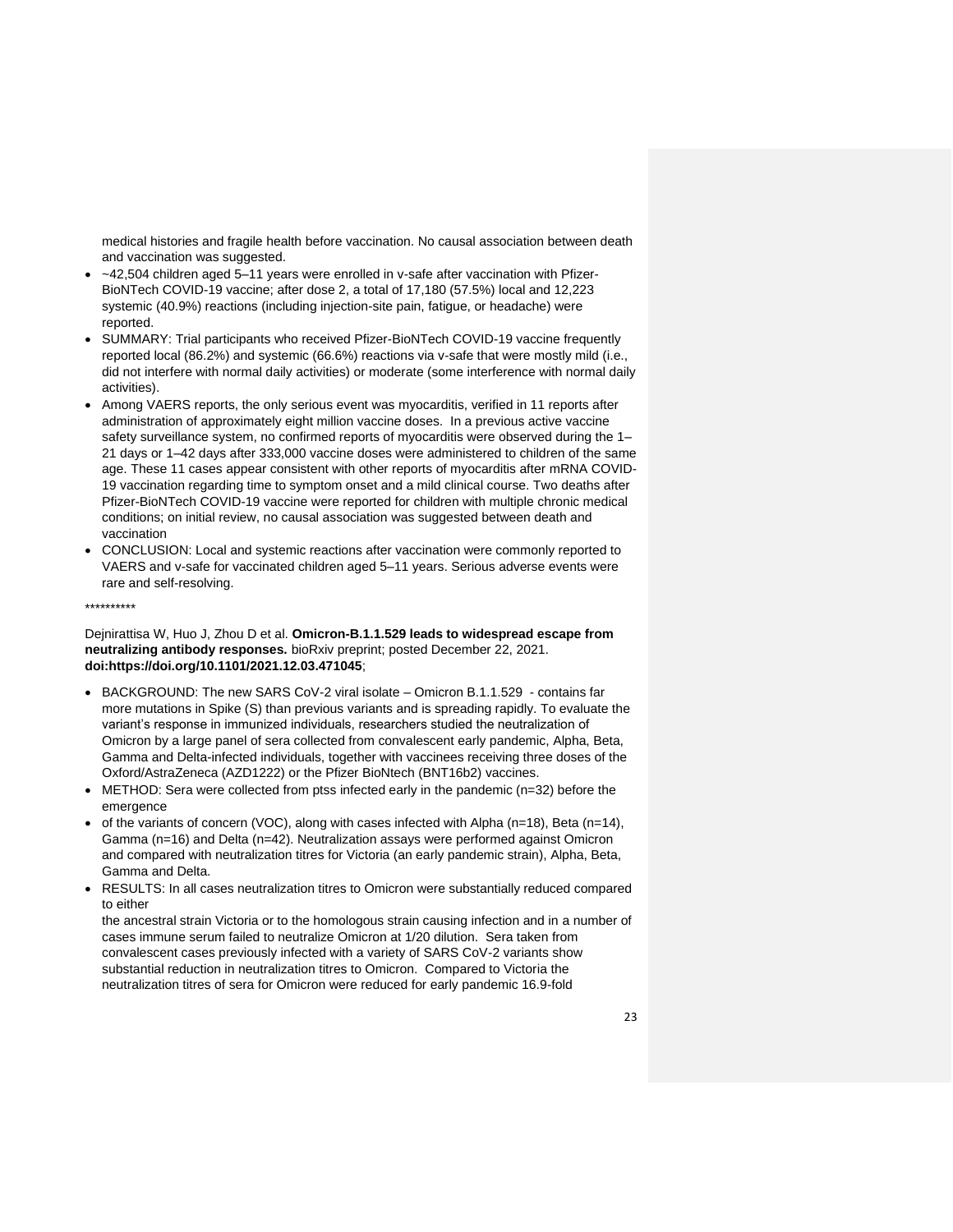medical histories and fragile health before vaccination. No causal association between death and vaccination was suggested.

- ~42,504 children aged 5–11 years were enrolled in v-safe after vaccination with Pfizer-BioNTech COVID-19 vaccine; after dose 2, a total of 17,180 (57.5%) local and 12,223 systemic (40.9%) reactions (including injection-site pain, fatigue, or headache) were reported.
- SUMMARY: Trial participants who received Pfizer-BioNTech COVID-19 vaccine frequently reported local (86.2%) and systemic (66.6%) reactions via v-safe that were mostly mild (i.e., did not interfere with normal daily activities) or moderate (some interference with normal daily activities).
- Among VAERS reports, the only serious event was myocarditis, verified in 11 reports after administration of approximately eight million vaccine doses. In a previous active vaccine safety surveillance system, no confirmed reports of myocarditis were observed during the 1–21 days or 1–42 days after 333,000 vaccine doses were administered to children of the same age. These 11 cases appear consistent with other reports of myocarditis after mRNA COVID-19 vaccination regarding time to symptom onset and a mild clinical course. Two deaths after Pfizer-BioNTech COVID-19 vaccine were reported for children with multiple chronic medical conditions; on initial review, no causal association was suggested between death and vaccination
- CONCLUSION: Local and systemic reactions after vaccination were commonly reported to VAERS and v-safe for vaccinated children aged 5–11 years. Serious adverse events were rare and self-resolving.

**********

Dejnirattisa W, Huo J, Zhou D et al. **Omicron-B.1.1.529 leads to widespread escape from neutralizing antibody responses.** bioRxiv preprint; posted December 22, 2021. **doi:https://doi.org/10.1101/2021.12.03.471045**;

- BACKGROUND: The new SARS CoV-2 viral isolate – Omicron B.1.1.529 - contains far more mutations in Spike (S) than previous variants and is spreading rapidly. To evaluate the variant's response in immunized individuals, researchers studied the neutralization of Omicron by a large panel of sera collected from convalescent early pandemic, Alpha, Beta, Gamma and Delta-infected individuals, together with vaccinees receiving three doses of the Oxford/AstraZeneca (AZD1222) or the Pfizer BioNtech (BNT16b2) vaccines.
- METHOD: Sera were collected from ptss infected early in the pandemic (n=32) before the emergence
- of the variants of concern (VOC), along with cases infected with Alpha (n=18), Beta (n=14), Gamma (n=16) and Delta (n=42). Neutralization assays were performed against Omicron and compared with neutralization titres for Victoria (an early pandemic strain), Alpha, Beta, Gamma and Delta.
- RESULTS: In all cases neutralization titres to Omicron were substantially reduced compared to either

  the ancestral strain Victoria or to the homologous strain causing infection and in a number of cases immune serum failed to neutralize Omicron at 1/20 dilution. Sera taken from convalescent cases previously infected with a variety of SARS CoV-2 variants show substantial reduction in neutralization titres to Omicron. Compared to Victoria the neutralization titres of sera for Omicron were reduced for early pandemic 16.9-fold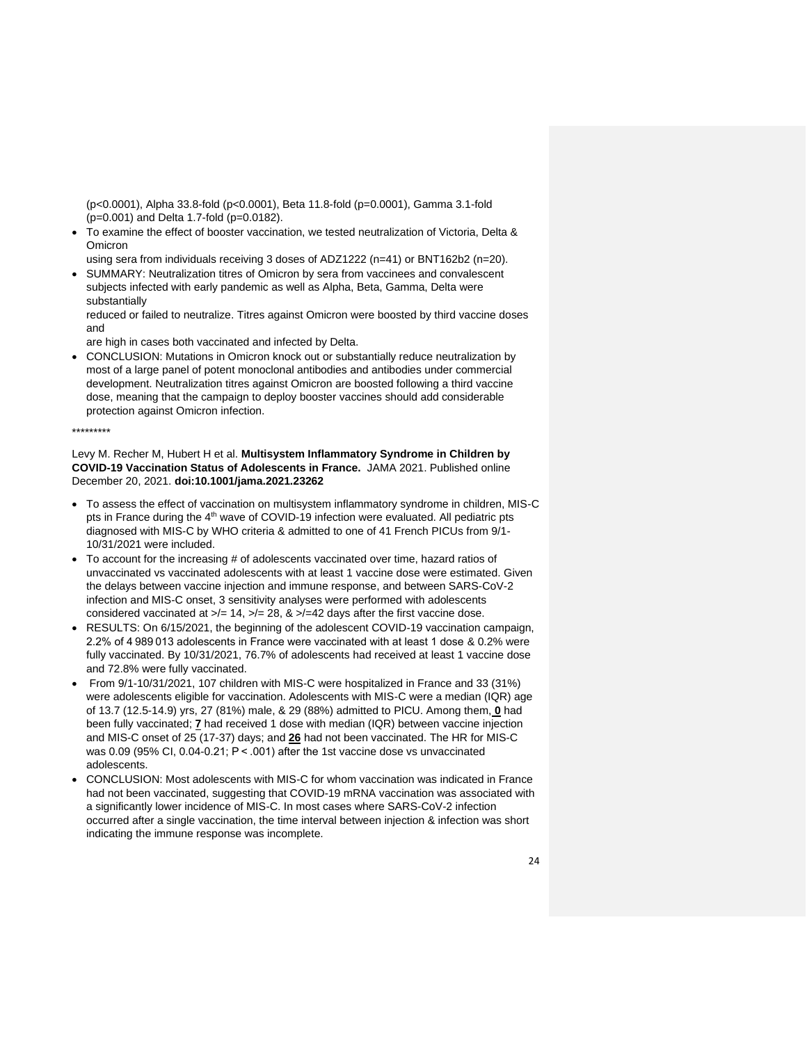(p<0.0001), Alpha 33.8-fold (p<0.0001), Beta 11.8-fold (p=0.0001), Gamma 3.1-fold (p=0.001) and Delta 1.7-fold (p=0.0182).

- To examine the effect of booster vaccination, we tested neutralization of Victoria, Delta & Omicron
  using sera from individuals receiving 3 doses of ADZ1222 (n=41) or BNT162b2 (n=20).
- SUMMARY: Neutralization titres of Omicron by sera from vaccinees and convalescent subjects infected with early pandemic as well as Alpha, Beta, Gamma, Delta were substantially
  reduced or failed to neutralize. Titres against Omicron were boosted by third vaccine doses and
  are high in cases both vaccinated and infected by Delta.
- CONCLUSION: Mutations in Omicron knock out or substantially reduce neutralization by most of a large panel of potent monoclonal antibodies and antibodies under commercial development. Neutralization titres against Omicron are boosted following a third vaccine dose, meaning that the campaign to deploy booster vaccines should add considerable protection against Omicron infection.

*********

Levy M. Recher M, Hubert H et al. **Multisystem Inflammatory Syndrome in Children by COVID-19 Vaccination Status of Adolescents in France.** JAMA 2021. Published online December 20, 2021. **doi:10.1001/jama.2021.23262**

- To assess the effect of vaccination on multisystem inflammatory syndrome in children, MIS-C pts in France during the 4th wave of COVID-19 infection were evaluated. All pediatric pts diagnosed with MIS-C by WHO criteria & admitted to one of 41 French PICUs from 9/1-10/31/2021 were included.
- To account for the increasing # of adolescents vaccinated over time, hazard ratios of unvaccinated vs vaccinated adolescents with at least 1 vaccine dose were estimated. Given the delays between vaccine injection and immune response, and between SARS-CoV-2 infection and MIS-C onset, 3 sensitivity analyses were performed with adolescents considered vaccinated at >/= 14, >/= 28, & >/=42 days after the first vaccine dose.
- RESULTS: On 6/15/2021, the beginning of the adolescent COVID-19 vaccination campaign, 2.2% of 4 989 013 adolescents in France were vaccinated with at least 1 dose & 0.2% were fully vaccinated. By 10/31/2021, 76.7% of adolescents had received at least 1 vaccine dose and 72.8% were fully vaccinated.
- From 9/1-10/31/2021, 107 children with MIS-C were hospitalized in France and 33 (31%) were adolescents eligible for vaccination. Adolescents with MIS-C were a median (IQR) age of 13.7 (12.5-14.9) yrs, 27 (81%) male, & 29 (88%) admitted to PICU. Among them, **0** had been fully vaccinated; **7** had received 1 dose with median (IQR) between vaccine injection and MIS-C onset of 25 (17-37) days; and **26** had not been vaccinated. The HR for MIS-C was 0.09 (95% CI, 0.04-0.21; P < .001) after the 1st vaccine dose vs unvaccinated adolescents.
- CONCLUSION: Most adolescents with MIS-C for whom vaccination was indicated in France had not been vaccinated, suggesting that COVID-19 mRNA vaccination was associated with a significantly lower incidence of MIS-C. In most cases where SARS-CoV-2 infection occurred after a single vaccination, the time interval between injection & infection was short indicating the immune response was incomplete.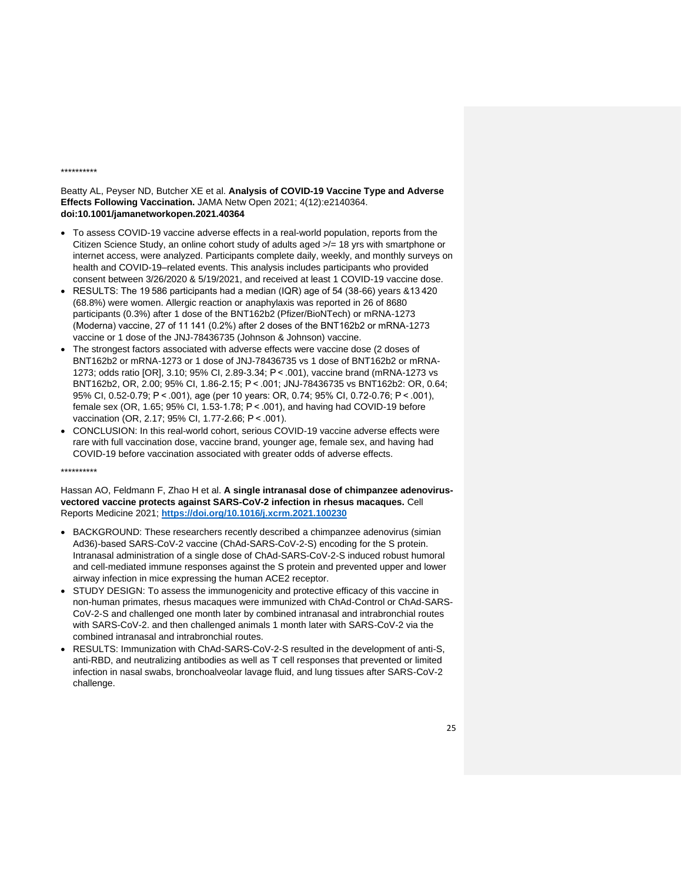**********

Beatty AL, Peyser ND, Butcher XE et al. **Analysis of COVID-19 Vaccine Type and Adverse Effects Following Vaccination.** JAMA Netw Open 2021; 4(12):e2140364. **doi:10.1001/jamanetworkopen.2021.40364**

- To assess COVID-19 vaccine adverse effects in a real-world population, reports from the Citizen Science Study, an online cohort study of adults aged >/= 18 yrs with smartphone or internet access, were analyzed. Participants complete daily, weekly, and monthly surveys on health and COVID-19–related events. This analysis includes participants who provided consent between 3/26/2020 & 5/19/2021, and received at least 1 COVID-19 vaccine dose.
- RESULTS: The 19 586 participants had a median (IQR) age of 54 (38-66) years &13 420 (68.8%) were women. Allergic reaction or anaphylaxis was reported in 26 of 8680 participants (0.3%) after 1 dose of the BNT162b2 (Pfizer/BioNTech) or mRNA-1273 (Moderna) vaccine, 27 of 11 141 (0.2%) after 2 doses of the BNT162b2 or mRNA-1273 vaccine or 1 dose of the JNJ-78436735 (Johnson & Johnson) vaccine.
- The strongest factors associated with adverse effects were vaccine dose (2 doses of BNT162b2 or mRNA-1273 or 1 dose of JNJ-78436735 vs 1 dose of BNT162b2 or mRNA-1273; odds ratio [OR], 3.10; 95% CI, 2.89-3.34; $P < .001$), vaccine brand (mRNA-1273 vs BNT162b2, OR, 2.00; 95% CI, 1.86-2.15; $P < .001$; JNJ-78436735 vs BNT162b2: OR, 0.64; 95% CI, 0.52-0.79; $P < .001$), age (per 10 years: OR, 0.74; 95% CI, 0.72-0.76; $P < .001$), female sex (OR, 1.65; 95% CI, 1.53-1.78; $P < .001$), and having had COVID-19 before vaccination (OR, 2.17; 95% CI, 1.77-2.66; $P < .001$).
- CONCLUSION: In this real-world cohort, serious COVID-19 vaccine adverse effects were rare with full vaccination dose, vaccine brand, younger age, female sex, and having had COVID-19 before vaccination associated with greater odds of adverse effects.

**********

Hassan AO, Feldmann F, Zhao H et al. **A single intranasal dose of chimpanzee adenovirus-vectored vaccine protects against SARS-CoV-2 infection in rhesus macaques.** Cell Reports Medicine 2021; **https://doi.org/10.1016/j.xcrm.2021.100230**

- BACKGROUND: These researchers recently described a chimpanzee adenovirus (simian Ad36)-based SARS-CoV-2 vaccine (ChAd-SARS-CoV-2-S) encoding for the S protein. Intranasal administration of a single dose of ChAd-SARS-CoV-2-S induced robust humoral and cell-mediated immune responses against the S protein and prevented upper and lower airway infection in mice expressing the human ACE2 receptor.
- STUDY DESIGN: To assess the immunogenicity and protective efficacy of this vaccine in non-human primates, rhesus macaques were immunized with ChAd-Control or ChAd-SARS-CoV-2-S and challenged one month later by combined intranasal and intrabronchial routes with SARS-CoV-2. and then challenged animals 1 month later with SARS-CoV-2 via the combined intranasal and intrabronchial routes.
- RESULTS: Immunization with ChAd-SARS-CoV-2-S resulted in the development of anti-S, anti-RBD, and neutralizing antibodies as well as T cell responses that prevented or limited infection in nasal swabs, bronchoalveolar lavage fluid, and lung tissues after SARS-CoV-2 challenge.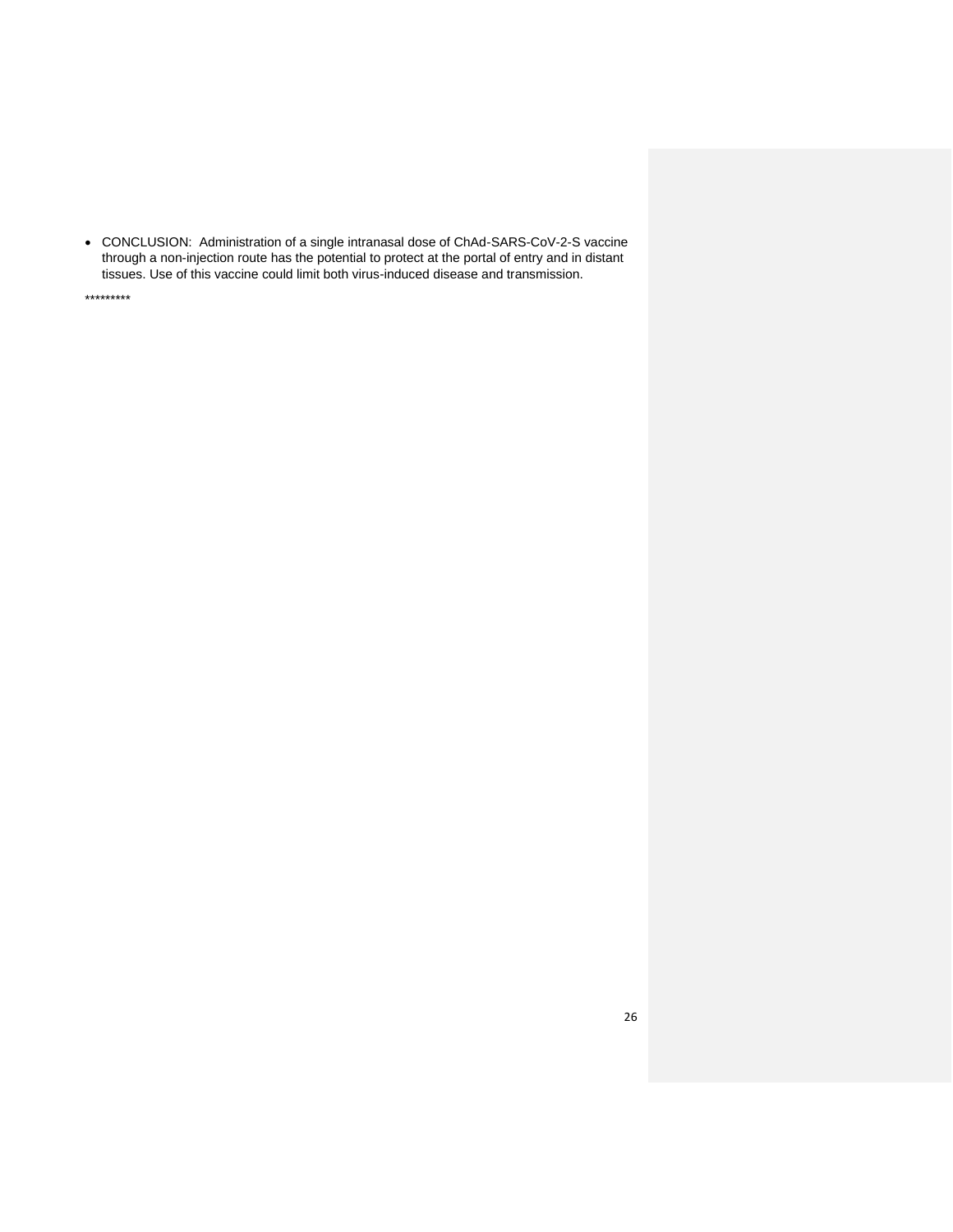- CONCLUSION:  Administration of a single intranasal dose of ChAd-SARS-CoV-2-S vaccine through a non-injection route has the potential to protect at the portal of entry and in distant tissues. Use of this vaccine could limit both virus-induced disease and transmission.

*********